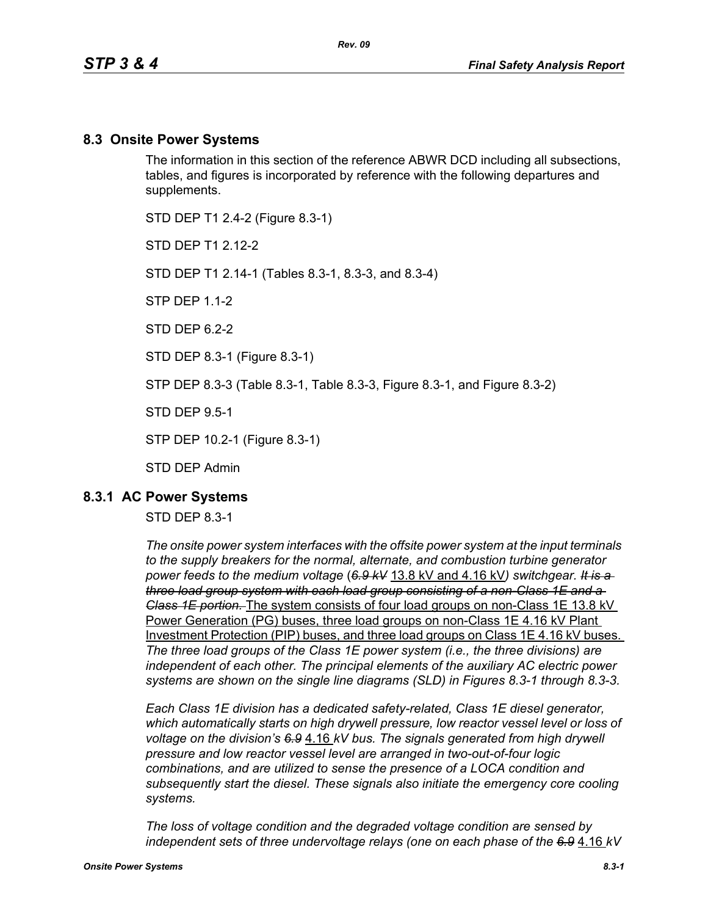## 8.3 Onsite Power Systems

The information in this section of the reference ABWR DCD including all subsections, tables, and figures is incorporated by reference with the following departures and supplements.

STD DEP T1 2.4-2 (Figure 8.3-1)

STD DEP T1 2.12-2

STD DEP T1 2.14-1 (Tables 8.3-1, 8.3-3, and 8.3-4)

STP DEP 1.1-2

STD DEP 6.2-2

STD DEP 8.3-1 (Figure 8.3-1)

STP DEP 8.3-3 (Table 8.3-1, Table 8.3-3, Figure 8.3-1, and Figure 8.3-2)

STD DEP 9.5-1

STP DEP 10.2-1 (Figure 8.3-1)

STD DEP Admin

### 8.3.1 AC Power Systems

STD DEP 8.3-1

*The onsite power system interfaces with the offsite power system at the input terminals to the supply breakers for the normal, alternate, and combustion turbine generator power feeds to the medium voltage (~~6.9 kV~~* 13.8 kV and 4.16 kV*) switchgear. ~~It is a three load group system with each load group consisting of a non-Class 1E and a Class 1E portion.~~* The system consists of four load groups on non-Class 1E 13.8 kV Power Generation (PG) buses, three load groups on non-Class 1E 4.16 kV Plant Investment Protection (PIP) buses, and three load groups on Class 1E 4.16 kV buses. *The three load groups of the Class 1E power system (i.e., the three divisions) are independent of each other. The principal elements of the auxiliary AC electric power systems are shown on the single line diagrams (SLD) in Figures 8.3-1 through 8.3-3.*

*Each Class 1E division has a dedicated safety-related, Class 1E diesel generator, which automatically starts on high drywell pressure, low reactor vessel level or loss of voltage on the division's ~~6.9~~* 4.16 *kV bus. The signals generated from high drywell pressure and low reactor vessel level are arranged in two-out-of-four logic combinations, and are utilized to sense the presence of a LOCA condition and subsequently start the diesel. These signals also initiate the emergency core cooling systems.*

*The loss of voltage condition and the degraded voltage condition are sensed by independent sets of three undervoltage relays (one on each phase of the ~~6.9~~* 4.16 *kV*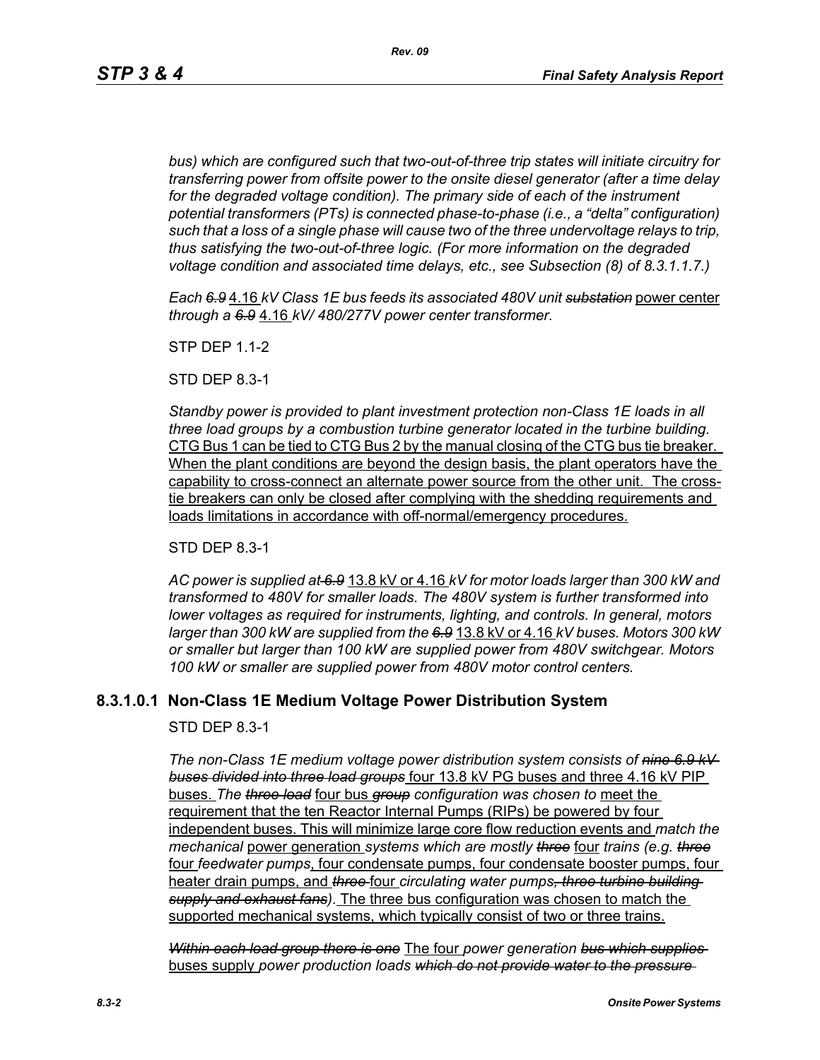*bus) which are configured such that two-out-of-three trip states will initiate circuitry for transferring power from offsite power to the onsite diesel generator (after a time delay for the degraded voltage condition). The primary side of each of the instrument potential transformers (PTs) is connected phase-to-phase (i.e., a "delta" configuration) such that a loss of a single phase will cause two of the three undervoltage relays to trip, thus satisfying the two-out-of-three logic. (For more information on the degraded voltage condition and associated time delays, etc., see Subsection (8) of 8.3.1.1.7.)*

*Each ~~6.9~~* 4.16 *kV Class 1E bus feeds its associated 480V unit ~~substation~~* power center *through a ~~6.9~~* 4.16 *kV/ 480/277V power center transformer.*

STP DEP 1.1-2

STD DEP 8.3-1

*Standby power is provided to plant investment protection non-Class 1E loads in all three load groups by a combustion turbine generator located in the turbine building.* CTG Bus 1 can be tied to CTG Bus 2 by the manual closing of the CTG bus tie breaker. When the plant conditions are beyond the design basis, the plant operators have the capability to cross-connect an alternate power source from the other unit. The cross-tie breakers can only be closed after complying with the shedding requirements and loads limitations in accordance with off-normal/emergency procedures.

STD DEP 8.3-1

*AC power is supplied at ~~6.9~~* 13.8 kV or 4.16 *kV for motor loads larger than 300 kW and transformed to 480V for smaller loads. The 480V system is further transformed into lower voltages as required for instruments, lighting, and controls. In general, motors larger than 300 kW are supplied from the ~~6.9~~* 13.8 kV or 4.16 *kV buses. Motors 300 kW or smaller but larger than 100 kW are supplied power from 480V switchgear. Motors 100 kW or smaller are supplied power from 480V motor control centers.*

### 8.3.1.0.1 Non-Class 1E Medium Voltage Power Distribution System

STD DEP 8.3-1

*The non-Class 1E medium voltage power distribution system consists of ~~nine 6.9 kV buses divided into three load groups~~* four 13.8 kV PG buses and three 4.16 kV PIP buses. *The ~~three load~~* four bus *~~group~~ configuration was chosen to* meet the requirement that the ten Reactor Internal Pumps (RIPs) be powered by four independent buses. This will minimize large core flow reduction events and *match the mechanical* power generation *systems which are mostly ~~three~~* four *trains (e.g. ~~three~~* four *feedwater pumps*, four condensate pumps, four condensate booster pumps, four heater drain pumps, and *~~three~~* four *circulating water pumps~~, three turbine building supply and exhaust fans~~).* The three bus configuration was chosen to match the supported mechanical systems, which typically consist of two or three trains.

*~~Within each load group there is one~~* The four *power generation ~~bus which supplies~~* buses supply *power production loads ~~which do not provide water to the pressure~~*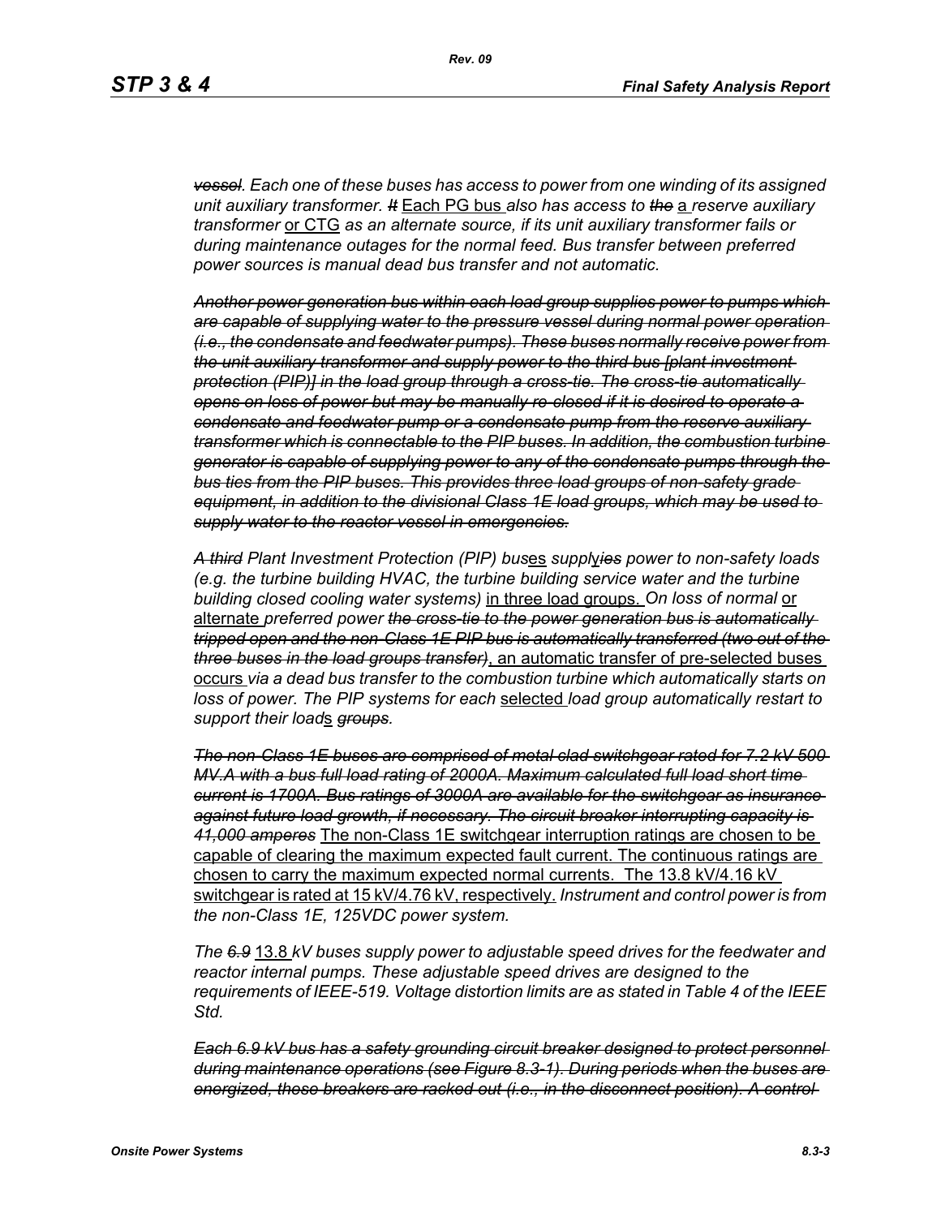~~*vessel*~~*. Each one of these buses has access to power from one winding of its assigned unit auxiliary transformer.* ~~*It*~~ Each PG bus *also has access to* ~~*the*~~ a *reserve auxiliary transformer* or CTG *as an alternate source, if its unit auxiliary transformer fails or during maintenance outages for the normal feed. Bus transfer between preferred power sources is manual dead bus transfer and not automatic.*

~~*Another power generation bus within each load group supplies power to pumps which are capable of supplying water to the pressure vessel during normal power operation (i.e., the condensate and feedwater pumps). These buses normally receive power from the unit auxiliary transformer and supply power to the third bus [plant investment protection (PIP)] in the load group through a cross-tie. The cross-tie automatically opens on loss of power but may be manually re-closed if it is desired to operate a condensate and feedwater pump or a condensate pump from the reserve auxiliary transformer which is connectable to the PIP buses. In addition, the combustion turbine generator is capable of supplying power to any of the condensate pumps through the bus ties from the PIP buses. This provides three load groups of non-safety grade equipment, in addition to the divisional Class 1E load groups, which may be used to supply water to the reactor vessel in emergencies.*~~

~~*A third*~~ *Plant Investment Protection (PIP) bus*es *suppl*y~~*ies*~~ *power to non-safety loads (e.g. the turbine building HVAC, the turbine building service water and the turbine building closed cooling water systems)* in three load groups. *On loss of normal* or alternate *preferred power* ~~*the cross-tie to the power generation bus is automatically tripped open and the non-Class 1E PIP bus is automatically transferred (two out of the three buses in the load groups transfer)*~~, an automatic transfer of pre-selected buses occurs *via a dead bus transfer to the combustion turbine which automatically starts on loss of power. The PIP systems for each* selected *load group automatically restart to support their load*s ~~*groups*~~*.*

~~*The non-Class 1E buses are comprised of metal-clad switchgear rated for 7.2 kV 500 MV.A with a bus full load rating of 2000A. Maximum calculated full load short time current is 1700A. Bus ratings of 3000A are available for the switchgear as insurance against future load growth, if necessary. The circuit breaker interrupting capacity is 41,000 amperes*~~ The non-Class 1E switchgear interruption ratings are chosen to be capable of clearing the maximum expected fault current. The continuous ratings are chosen to carry the maximum expected normal currents. The 13.8 kV/4.16 kV switchgear is rated at 15 kV/4.76 kV, respectively. *Instrument and control power is from the non-Class 1E, 125VDC power system.*

*The* ~~*6.9*~~ 13.8 *kV buses supply power to adjustable speed drives for the feedwater and reactor internal pumps. These adjustable speed drives are designed to the requirements of IEEE-519. Voltage distortion limits are as stated in Table 4 of the IEEE Std.*

~~*Each 6.9 kV bus has a safety grounding circuit breaker designed to protect personnel during maintenance operations (see Figure 8.3-1). During periods when the buses are energized, these breakers are racked out (i.e., in the disconnect position). A control*~~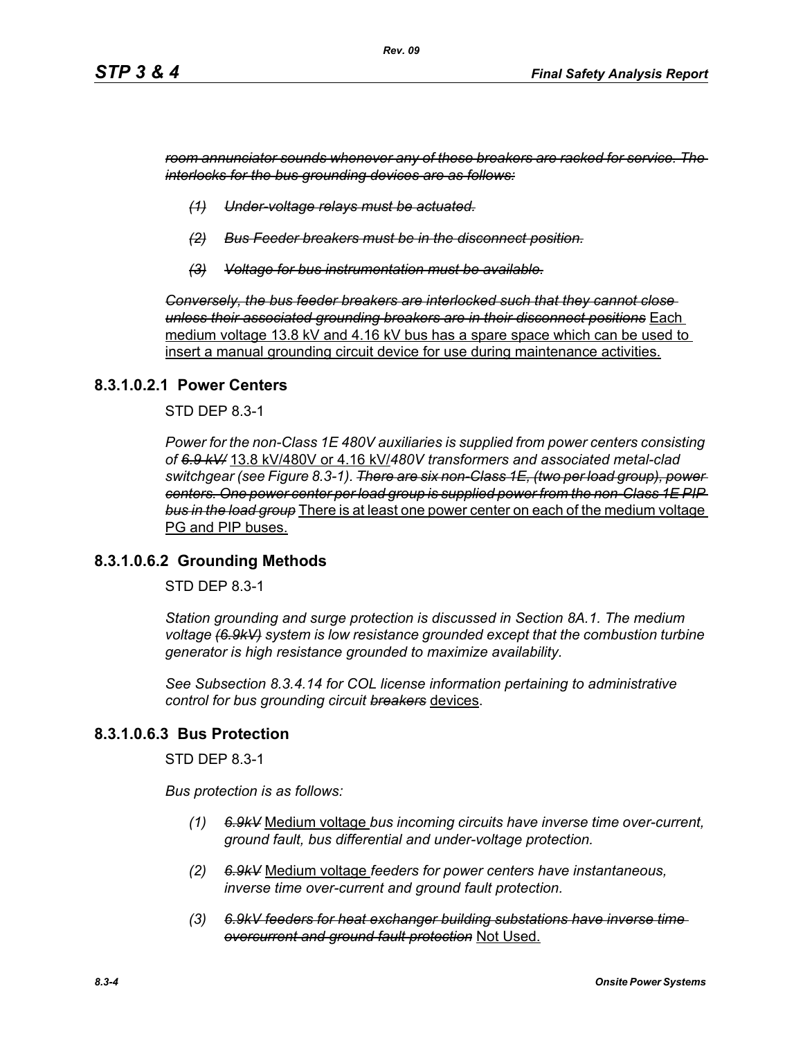~~*room annunciator sounds whenever any of these breakers are racked for service. The interlocks for the bus grounding devices are as follows:*~~

- ~~*(1) Under-voltage relays must be actuated.*~~
- ~~*(2) Bus Feeder breakers must be in the disconnect position.*~~
- ~~*(3) Voltage for bus instrumentation must be available.*~~

~~*Conversely, the bus feeder breakers are interlocked such that they cannot close unless their associated grounding breakers are in their disconnect positions*~~ <u>Each medium voltage 13.8 kV and 4.16 kV bus has a spare space which can be used to insert a manual grounding circuit device for use during maintenance activities.</u>

## 8.3.1.0.2.1 Power Centers

STD DEP 8.3-1

*Power for the non-Class 1E 480V auxiliaries is supplied from power centers consisting of* ~~*6.9 kV/*~~ <u>13.8 kV/480V or 4.16 kV/</u>*480V transformers and associated metal-clad switchgear (see Figure 8.3-1).* ~~*There are six non-Class 1E, (two per load group), power centers. One power center per load group is supplied power from the non-Class 1E PIP bus in the load group*~~ <u>There is at least one power center on each of the medium voltage PG and PIP buses.</u>

## 8.3.1.0.6.2 Grounding Methods

STD DEP 8.3-1

*Station grounding and surge protection is discussed in Section 8A.1. The medium voltage* ~~*(6.9kV)*~~ *system is low resistance grounded except that the combustion turbine generator is high resistance grounded to maximize availability.*

*See Subsection 8.3.4.14 for COL license information pertaining to administrative control for bus grounding circuit* ~~*breakers*~~ <u>devices</u>.

## 8.3.1.0.6.3 Bus Protection

STD DEP 8.3-1

*Bus protection is as follows:*

- *(1)* ~~*6.9kV*~~ <u>Medium voltage</u> *bus incoming circuits have inverse time over-current, ground fault, bus differential and under-voltage protection.*
- *(2)* ~~*6.9kV*~~ <u>Medium voltage</u> *feeders for power centers have instantaneous, inverse time over-current and ground fault protection.*
- *(3)* ~~*6.9kV feeders for heat exchanger building substations have inverse time overcurrent and ground fault protection*~~ <u>Not Used.</u>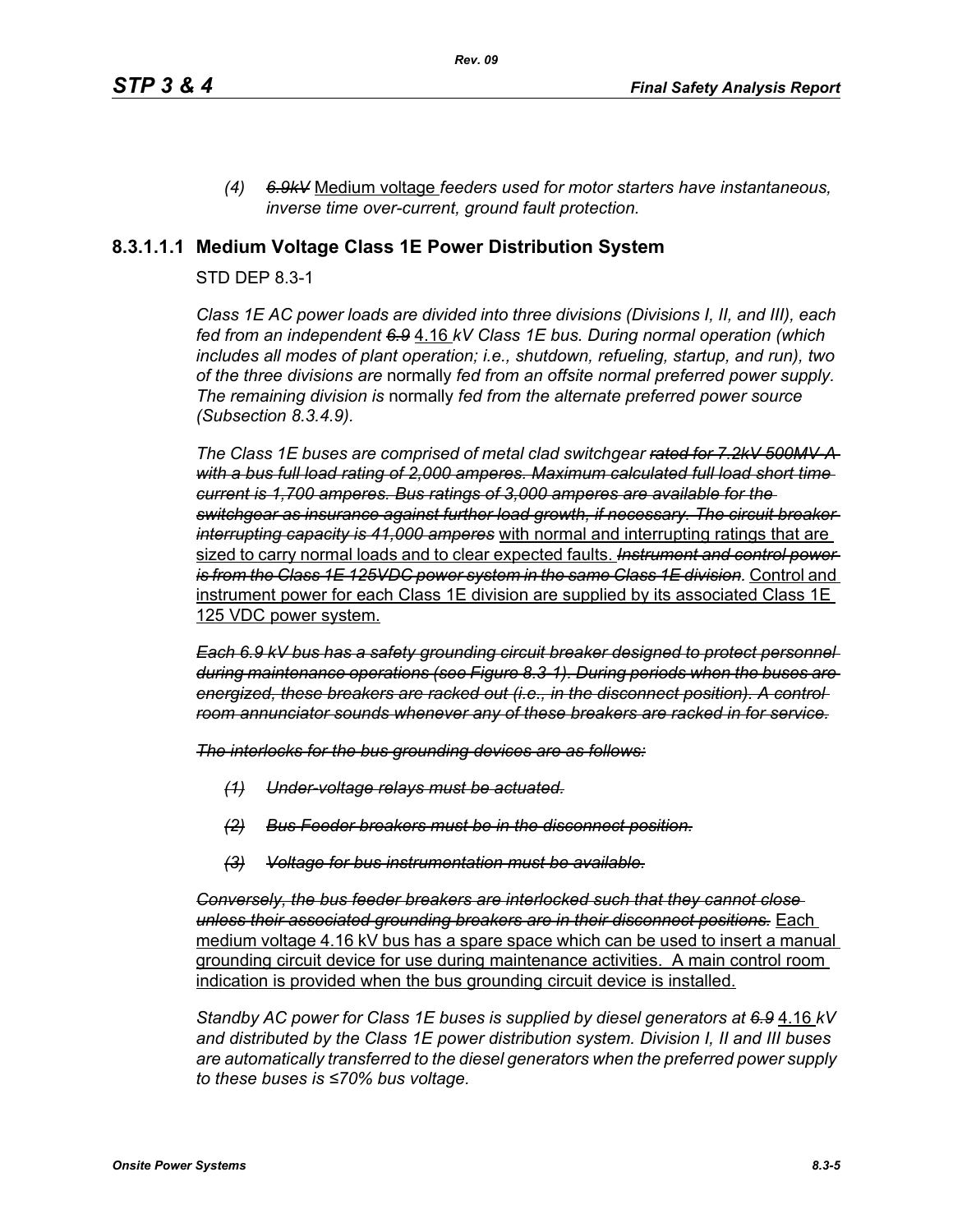*(4) ~~6.9kV~~ Medium voltage feeders used for motor starters have instantaneous, inverse time over-current, ground fault protection.*

### 8.3.1.1.1 Medium Voltage Class 1E Power Distribution System

STD DEP 8.3-1

*Class 1E AC power loads are divided into three divisions (Divisions I, II, and III), each fed from an independent ~~6.9~~ 4.16 kV Class 1E bus. During normal operation (which includes all modes of plant operation; i.e., shutdown, refueling, startup, and run), two of the three divisions are* normally *fed from an offsite normal preferred power supply. The remaining division is* normally *fed from the alternate preferred power source (Subsection 8.3.4.9).*

*The Class 1E buses are comprised of metal clad switchgear ~~rated for 7.2kV 500MV-A with a bus full load rating of 2,000 amperes. Maximum calculated full load short time current is 1,700 amperes. Bus ratings of 3,000 amperes are available for the switchgear as insurance against further load growth, if necessary. The circuit breaker interrupting capacity is 41,000 amperes~~* with normal and interrupting ratings that are sized to carry normal loads and to clear expected faults. *~~Instrument and control power is from the Class 1E 125VDC power system in the same Class 1E division.~~* Control and instrument power for each Class 1E division are supplied by its associated Class 1E 125 VDC power system.

*~~Each 6.9 kV bus has a safety grounding circuit breaker designed to protect personnel during maintenance operations (see Figure 8.3-1). During periods when the buses are energized, these breakers are racked out (i.e., in the disconnect position). A control room annunciator sounds whenever any of these breakers are racked in for service.~~*

*~~The interlocks for the bus grounding devices are as follows:~~*

*~~(1) Under-voltage relays must be actuated.~~*

*~~(2) Bus Feeder breakers must be in the disconnect position.~~*

*~~(3) Voltage for bus instrumentation must be available.~~*

*~~Conversely, the bus feeder breakers are interlocked such that they cannot close unless their associated grounding breakers are in their disconnect positions.~~* Each medium voltage 4.16 kV bus has a spare space which can be used to insert a manual grounding circuit device for use during maintenance activities. A main control room indication is provided when the bus grounding circuit device is installed.

*Standby AC power for Class 1E buses is supplied by diesel generators at ~~6.9~~ 4.16 kV and distributed by the Class 1E power distribution system. Division I, II and III buses are automatically transferred to the diesel generators when the preferred power supply to these buses is ≤70% bus voltage.*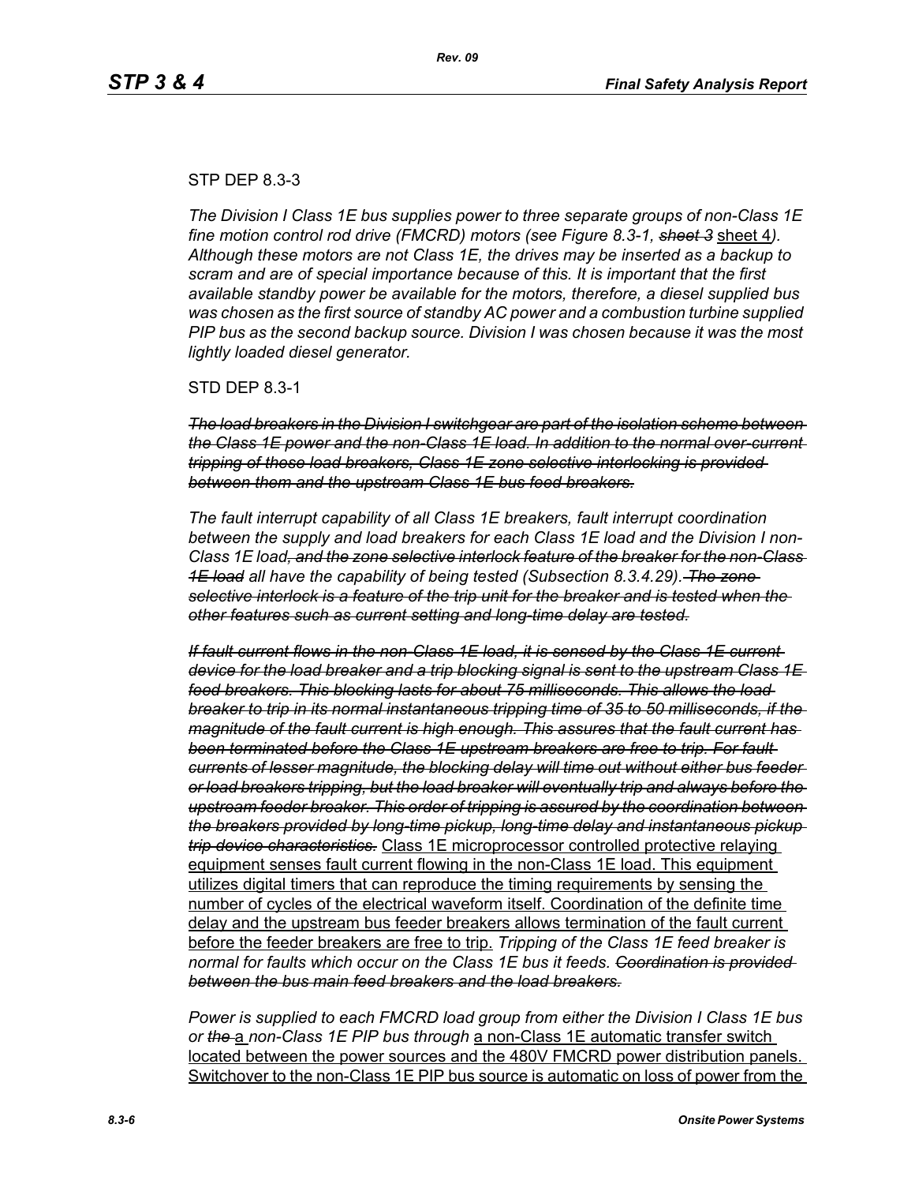STP DEP 8.3-3

*The Division I Class 1E bus supplies power to three separate groups of non-Class 1E fine motion control rod drive (FMCRD) motors (see Figure 8.3-1, ~~sheet 3~~* sheet 4*). Although these motors are not Class 1E, the drives may be inserted as a backup to scram and are of special importance because of this. It is important that the first available standby power be available for the motors, therefore, a diesel supplied bus was chosen as the first source of standby AC power and a combustion turbine supplied PIP bus as the second backup source. Division I was chosen because it was the most lightly loaded diesel generator.*

STD DEP 8.3-1

~~*The load breakers in the Division I switchgear are part of the isolation scheme between the Class 1E power and the non-Class 1E load. In addition to the normal over-current tripping of these load breakers, Class 1E zone selective interlocking is provided between them and the upstream Class 1E bus feed breakers.*~~

*The fault interrupt capability of all Class 1E breakers, fault interrupt coordination between the supply and load breakers for each Class 1E load and the Division I non-Class 1E load~~, and the zone selective interlock feature of the breaker for the non-Class 1E load~~ all have the capability of being tested (Subsection 8.3.4.29).~~The zone selective interlock is a feature of the trip unit for the breaker and is tested when the other features such as current setting and long-time delay are tested.~~*

~~*If fault current flows in the non-Class 1E load, it is sensed by the Class 1E current device for the load breaker and a trip blocking signal is sent to the upstream Class 1E feed breakers. This blocking lasts for about 75 milliseconds. This allows the load breaker to trip in its normal instantaneous tripping time of 35 to 50 milliseconds, if the magnitude of the fault current is high enough. This assures that the fault current has been terminated before the Class 1E upstream breakers are free to trip. For fault currents of lesser magnitude, the blocking delay will time out without either bus feeder or load breakers tripping, but the load breaker will eventually trip and always before the upstream feeder breaker. This order of tripping is assured by the coordination between the breakers provided by long-time pickup, long-time delay and instantaneous pickup trip device characteristics.*~~ Class 1E microprocessor controlled protective relaying equipment senses fault current flowing in the non-Class 1E load. This equipment utilizes digital timers that can reproduce the timing requirements by sensing the number of cycles of the electrical waveform itself. Coordination of the definite time delay and the upstream bus feeder breakers allows termination of the fault current before the feeder breakers are free to trip. *Tripping of the Class 1E feed breaker is normal for faults which occur on the Class 1E bus it feeds. ~~Coordination is provided between the bus main feed breakers and the load breakers.~~*

*Power is supplied to each FMCRD load group from either the Division I Class 1E bus or ~~the~~* a *non-Class 1E PIP bus through* a non-Class 1E automatic transfer switch located between the power sources and the 480V FMCRD power distribution panels. Switchover to the non-Class 1E PIP bus source is automatic on loss of power from the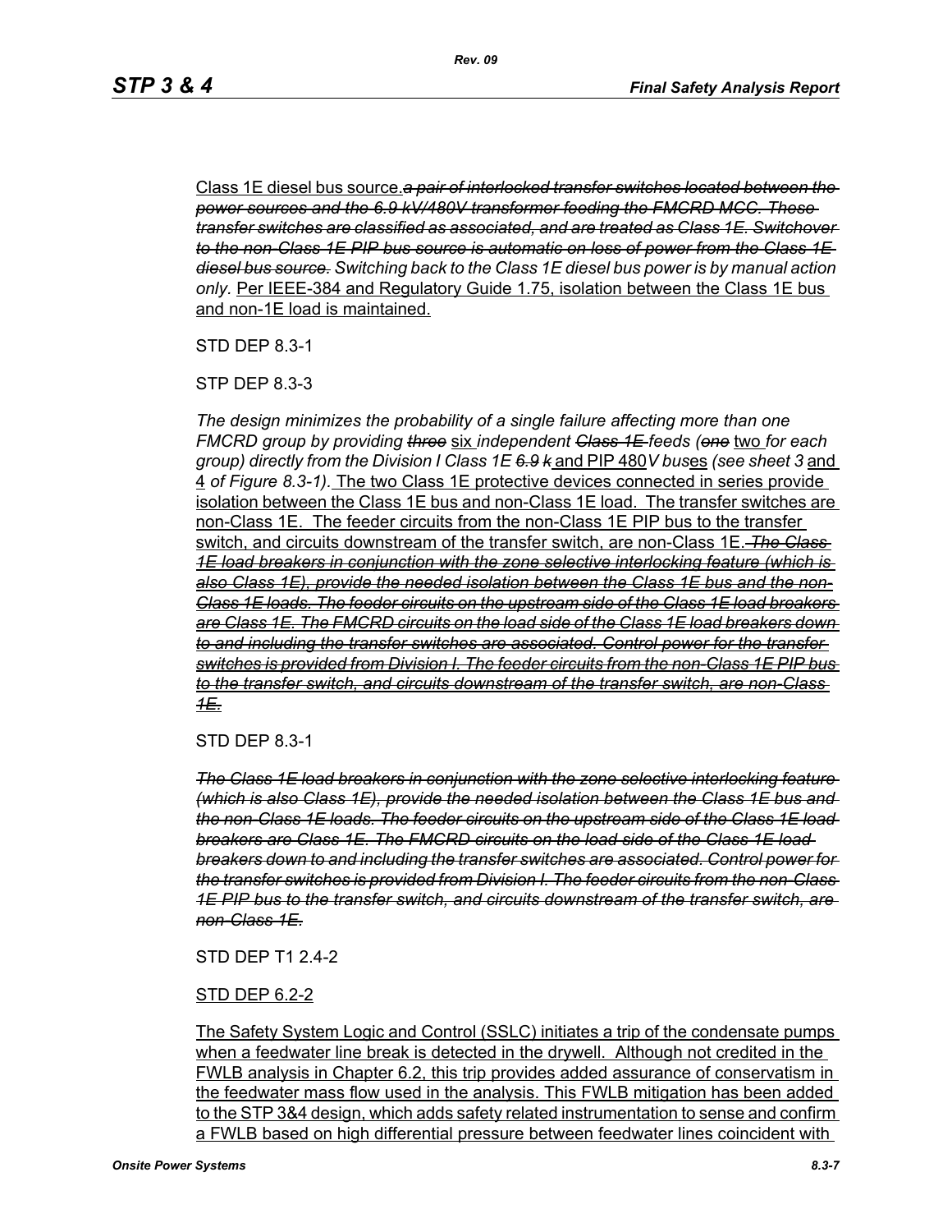Class 1E diesel bus source.*a pair of interlocked transfer switches located between the power sources and the 6.9 kV/480V transformer feeding the FMCRD MCC. These transfer switches are classified as associated, and are treated as Class 1E. Switchover to the non-Class 1E PIP bus source is automatic on loss of power from the Class 1E diesel bus source.* *Switching back to the Class 1E diesel bus power is by manual action only.* Per IEEE-384 and Regulatory Guide 1.75, isolation between the Class 1E bus and non-1E load is maintained.

STD DEP 8.3-1

STP DEP 8.3-3

*The design minimizes the probability of a single failure affecting more than one FMCRD group by providing three* six *independent Class 1E feeds (one* two *for each group) directly from the Division I Class 1E 6.9 k* and PIP 480*V bus*es *(see sheet 3* and 4 *of Figure 8.3-1).* The two Class 1E protective devices connected in series provide isolation between the Class 1E bus and non-Class 1E load. The transfer switches are non-Class 1E. The feeder circuits from the non-Class 1E PIP bus to the transfer switch, and circuits downstream of the transfer switch, are non-Class 1E. *The Class 1E load breakers in conjunction with the zone selective interlocking feature (which is also Class 1E), provide the needed isolation between the Class 1E bus and the non-Class 1E loads. The feeder circuits on the upstream side of the Class 1E load breakers are Class 1E. The FMCRD circuits on the load side of the Class 1E load breakers down to and including the transfer switches are associated. Control power for the transfer switches is provided from Division I. The feeder circuits from the non-Class 1E PIP bus to the transfer switch, and circuits downstream of the transfer switch, are non-Class 1E.*

STD DEP 8.3-1

*The Class 1E load breakers in conjunction with the zone selective interlocking feature (which is also Class 1E), provide the needed isolation between the Class 1E bus and the non-Class 1E loads. The feeder circuits on the upstream side of the Class 1E load breakers are Class 1E. The FMCRD circuits on the load side of the Class 1E load breakers down to and including the transfer switches are associated. Control power for the transfer switches is provided from Division I. The feeder circuits from the non-Class 1E PIP bus to the transfer switch, and circuits downstream of the transfer switch, are non-Class 1E.*

STD DEP T1 2.4-2

STD DEP 6.2-2

The Safety System Logic and Control (SSLC) initiates a trip of the condensate pumps when a feedwater line break is detected in the drywell. Although not credited in the FWLB analysis in Chapter 6.2, this trip provides added assurance of conservatism in the feedwater mass flow used in the analysis. This FWLB mitigation has been added to the STP 3&4 design, which adds safety related instrumentation to sense and confirm a FWLB based on high differential pressure between feedwater lines coincident with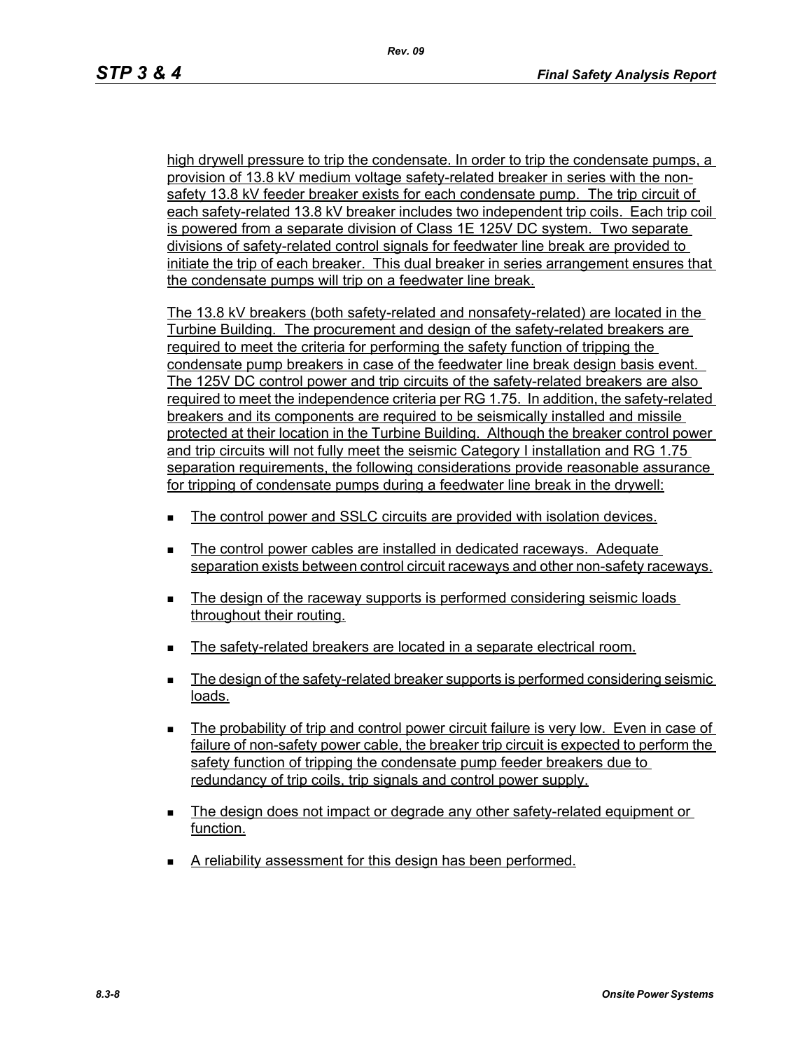high drywell pressure to trip the condensate. In order to trip the condensate pumps, a provision of 13.8 kV medium voltage safety-related breaker in series with the non-safety 13.8 kV feeder breaker exists for each condensate pump. The trip circuit of each safety-related 13.8 kV breaker includes two independent trip coils. Each trip coil is powered from a separate division of Class 1E 125V DC system. Two separate divisions of safety-related control signals for feedwater line break are provided to initiate the trip of each breaker. This dual breaker in series arrangement ensures that the condensate pumps will trip on a feedwater line break.

The 13.8 kV breakers (both safety-related and nonsafety-related) are located in the Turbine Building. The procurement and design of the safety-related breakers are required to meet the criteria for performing the safety function of tripping the condensate pump breakers in case of the feedwater line break design basis event. The 125V DC control power and trip circuits of the safety-related breakers are also required to meet the independence criteria per RG 1.75. In addition, the safety-related breakers and its components are required to be seismically installed and missile protected at their location in the Turbine Building. Although the breaker control power and trip circuits will not fully meet the seismic Category I installation and RG 1.75 separation requirements, the following considerations provide reasonable assurance for tripping of condensate pumps during a feedwater line break in the drywell:

- The control power and SSLC circuits are provided with isolation devices.
- The control power cables are installed in dedicated raceways. Adequate separation exists between control circuit raceways and other non-safety raceways.
- The design of the raceway supports is performed considering seismic loads throughout their routing.
- The safety-related breakers are located in a separate electrical room.
- The design of the safety-related breaker supports is performed considering seismic loads.
- The probability of trip and control power circuit failure is very low. Even in case of failure of non-safety power cable, the breaker trip circuit is expected to perform the safety function of tripping the condensate pump feeder breakers due to redundancy of trip coils, trip signals and control power supply.
- The design does not impact or degrade any other safety-related equipment or function.
- A reliability assessment for this design has been performed.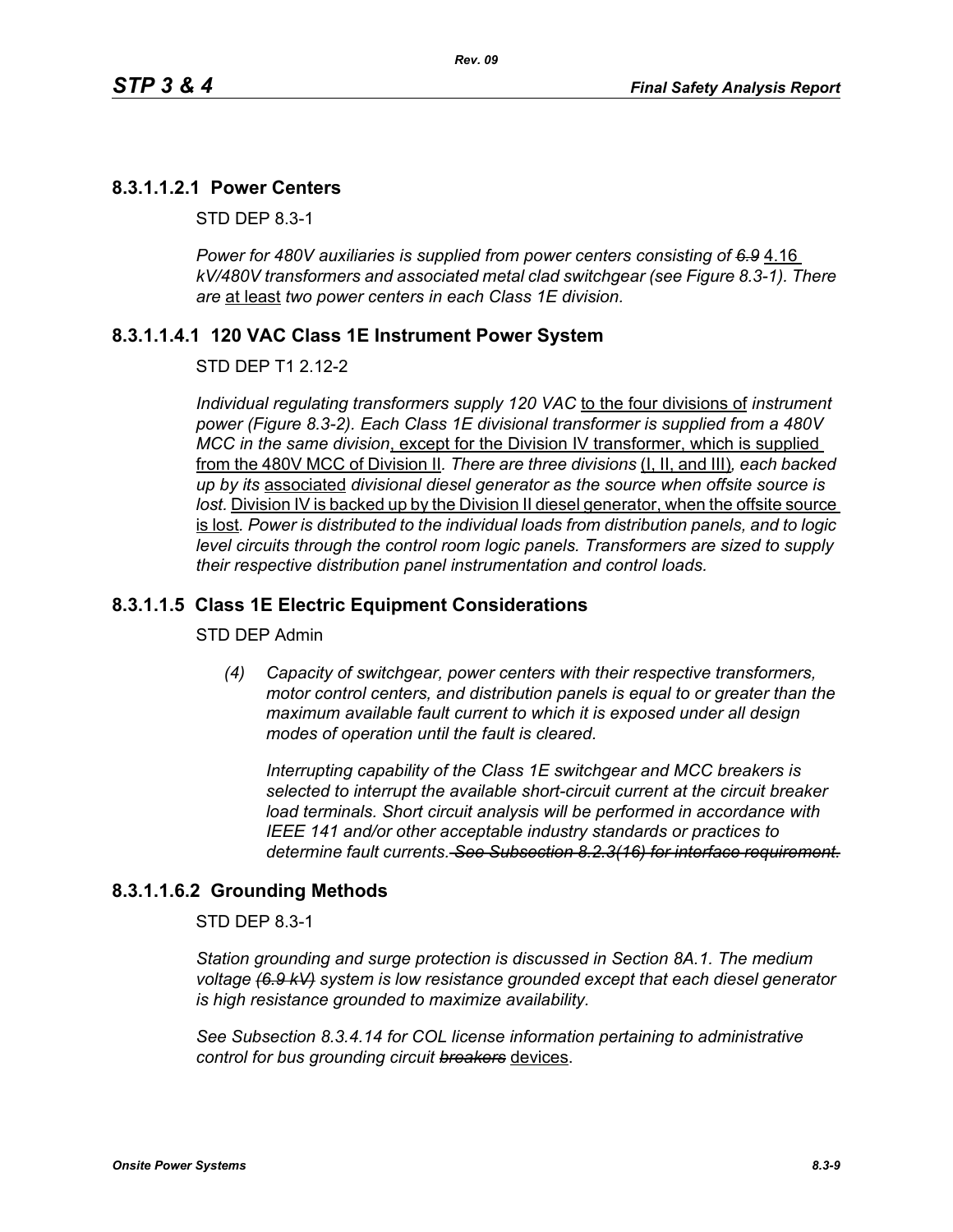## 8.3.1.1.2.1 Power Centers

STD DEP 8.3-1

*Power for 480V auxiliaries is supplied from power centers consisting of ~~6.9~~* <u>4.16</u> *kV/480V transformers and associated metal clad switchgear (see Figure 8.3-1). There are* <u>at least</u> *two power centers in each Class 1E division.*

## 8.3.1.1.4.1 120 VAC Class 1E Instrument Power System

STD DEP T1 2.12-2

*Individual regulating transformers supply 120 VAC* <u>to the four divisions of</u> *instrument power (Figure 8.3-2). Each Class 1E divisional transformer is supplied from a 480V MCC in the same division*<u>, except for the Division IV transformer, which is supplied from the 480V MCC of Division II</u>*. There are three divisions* <u>(I, II, and III)</u>*, each backed up by its* <u>associated</u> *divisional diesel generator as the source when offsite source is lost.* <u>Division IV is backed up by the Division II diesel generator, when the offsite source is lost</u>*. Power is distributed to the individual loads from distribution panels, and to logic level circuits through the control room logic panels. Transformers are sized to supply their respective distribution panel instrumentation and control loads.*

## 8.3.1.1.5 Class 1E Electric Equipment Considerations

STD DEP Admin

(4) *Capacity of switchgear, power centers with their respective transformers, motor control centers, and distribution panels is equal to or greater than the maximum available fault current to which it is exposed under all design modes of operation until the fault is cleared.*

*Interrupting capability of the Class 1E switchgear and MCC breakers is selected to interrupt the available short-circuit current at the circuit breaker load terminals. Short circuit analysis will be performed in accordance with IEEE 141 and/or other acceptable industry standards or practices to determine fault currents.~~ See Subsection 8.2.3(16) for interface requirement.~~*

## 8.3.1.1.6.2 Grounding Methods

STD DEP 8.3-1

*Station grounding and surge protection is discussed in Section 8A.1. The medium voltage ~~(6.9 kV)~~ system is low resistance grounded except that each diesel generator is high resistance grounded to maximize availability.*

*See Subsection 8.3.4.14 for COL license information pertaining to administrative control for bus grounding circuit ~~breakers~~* <u>devices</u>.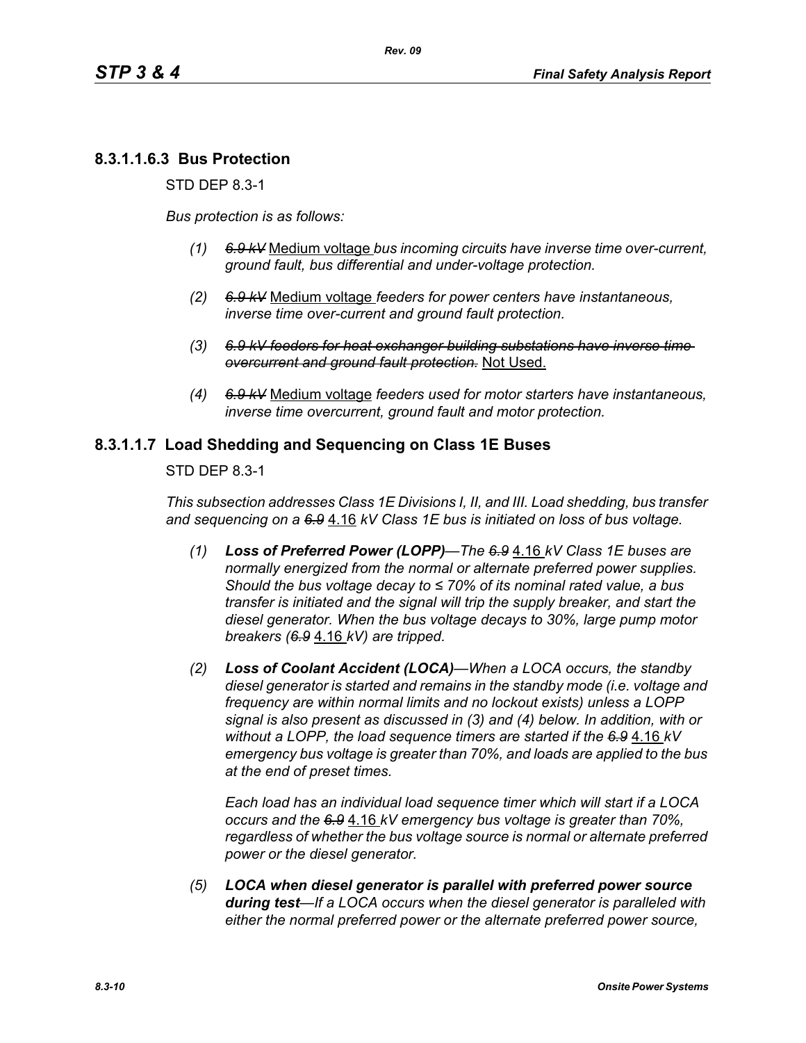### 8.3.1.1.6.3 Bus Protection

STD DEP 8.3-1

*Bus protection is as follows:*

*(1)* ~~*6.9 kV*~~ Medium voltage *bus incoming circuits have inverse time over-current, ground fault, bus differential and under-voltage protection.*

*(2)* ~~*6.9 kV*~~ Medium voltage *feeders for power centers have instantaneous, inverse time over-current and ground fault protection.*

*(3)* ~~*6.9 kV feeders for heat exchanger building substations have inverse time overcurrent and ground fault protection.*~~ Not Used.

*(4)* ~~*6.9 kV*~~ Medium voltage *feeders used for motor starters have instantaneous, inverse time overcurrent, ground fault and motor protection.*

## 8.3.1.1.7 Load Shedding and Sequencing on Class 1E Buses

STD DEP 8.3-1

*This subsection addresses Class 1E Divisions I, II, and III. Load shedding, bus transfer and sequencing on a* ~~*6.9*~~ 4.16 *kV Class 1E bus is initiated on loss of bus voltage.*

*(1)* ***Loss of Preferred Power (LOPP)****—The* ~~*6.9*~~ 4.16 *kV Class 1E buses are normally energized from the normal or alternate preferred power supplies. Should the bus voltage decay to ≤ 70% of its nominal rated value, a bus transfer is initiated and the signal will trip the supply breaker, and start the diesel generator. When the bus voltage decays to 30%, large pump motor breakers (*~~*6.9*~~ 4.16 *kV) are tripped.*

*(2)* ***Loss of Coolant Accident (LOCA)****—When a LOCA occurs, the standby diesel generator is started and remains in the standby mode (i.e. voltage and frequency are within normal limits and no lockout exists) unless a LOPP signal is also present as discussed in (3) and (4) below. In addition, with or without a LOPP, the load sequence timers are started if the* ~~*6.9*~~ 4.16 *kV emergency bus voltage is greater than 70%, and loads are applied to the bus at the end of preset times.*

*Each load has an individual load sequence timer which will start if a LOCA occurs and the* ~~*6.9*~~ 4.16 *kV emergency bus voltage is greater than 70%, regardless of whether the bus voltage source is normal or alternate preferred power or the diesel generator.*

*(5)* ***LOCA when diesel generator is parallel with preferred power source during test****—If a LOCA occurs when the diesel generator is paralleled with either the normal preferred power or the alternate preferred power source,*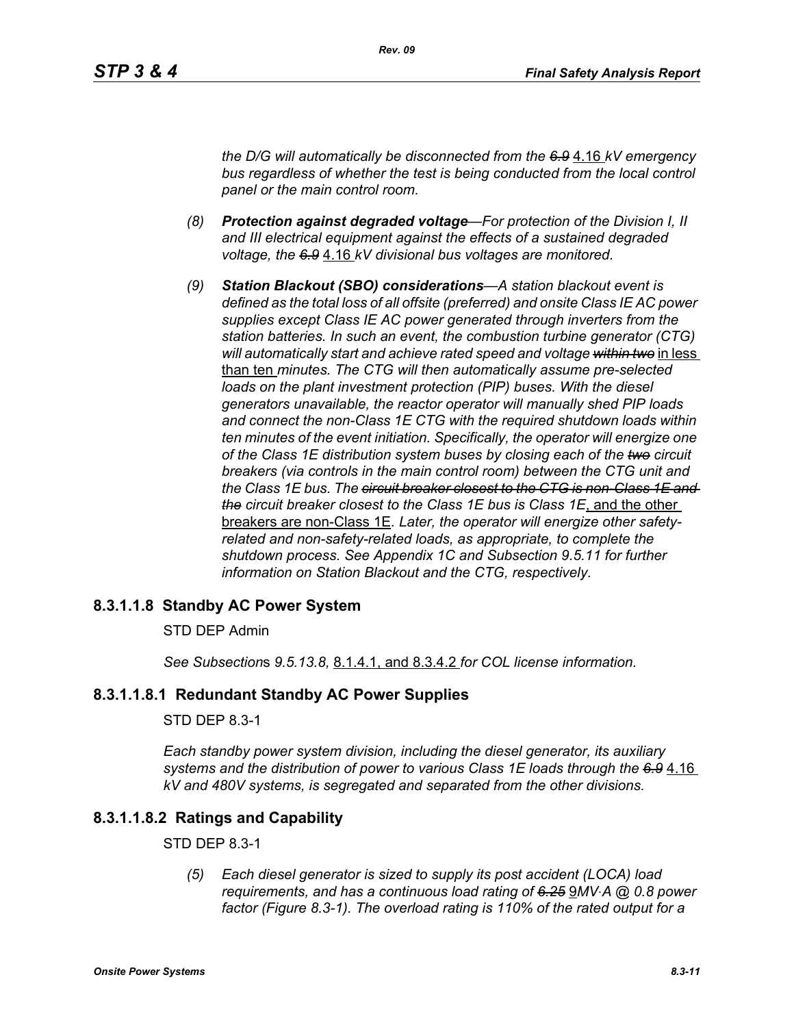*the D/G will automatically be disconnected from the ~~6.9~~ 4.16 kV emergency bus regardless of whether the test is being conducted from the local control panel or the main control room.*

*(8)* ***Protection against degraded voltage****—For protection of the Division I, II and III electrical equipment against the effects of a sustained degraded voltage, the ~~6.9~~ 4.16 kV divisional bus voltages are monitored.*

*(9)* ***Station Blackout (SBO) considerations****—A station blackout event is defined as the total loss of all offsite (preferred) and onsite Class IE AC power supplies except Class IE AC power generated through inverters from the station batteries. In such an event, the combustion turbine generator (CTG) will automatically start and achieve rated speed and voltage ~~within two~~* in less than ten *minutes. The CTG will then automatically assume pre-selected loads on the plant investment protection (PIP) buses. With the diesel generators unavailable, the reactor operator will manually shed PIP loads and connect the non-Class 1E CTG with the required shutdown loads within ten minutes of the event initiation. Specifically, the operator will energize one of the Class 1E distribution system buses by closing each of the ~~two~~ circuit breakers (via controls in the main control room) between the CTG unit and the Class 1E bus. The ~~circuit breaker closest to the CTG is non-Class 1E and the~~ circuit breaker closest to the Class 1E bus is Class 1E*, and the other breakers are non-Class 1E*. Later, the operator will energize other safety-related and non-safety-related loads, as appropriate, to complete the shutdown process. See Appendix 1C and Subsection 9.5.11 for further information on Station Blackout and the CTG, respectively.*

## 8.3.1.1.8 Standby AC Power System

STD DEP Admin

*See Subsection*s *9.5.13.8,* 8.1.4.1, and 8.3.4.2 *for COL license information.*

## 8.3.1.1.8.1 Redundant Standby AC Power Supplies

STD DEP 8.3-1

*Each standby power system division, including the diesel generator, its auxiliary systems and the distribution of power to various Class 1E loads through the ~~6.9~~* 4.16 *kV and 480V systems, is segregated and separated from the other divisions.*

## 8.3.1.1.8.2 Ratings and Capability

STD DEP 8.3-1

*(5) Each diesel generator is sized to supply its post accident (LOCA) load requirements, and has a continuous load rating of ~~6.25~~* 9*MV·A @ 0.8 power factor (Figure 8.3-1). The overload rating is 110% of the rated output for a*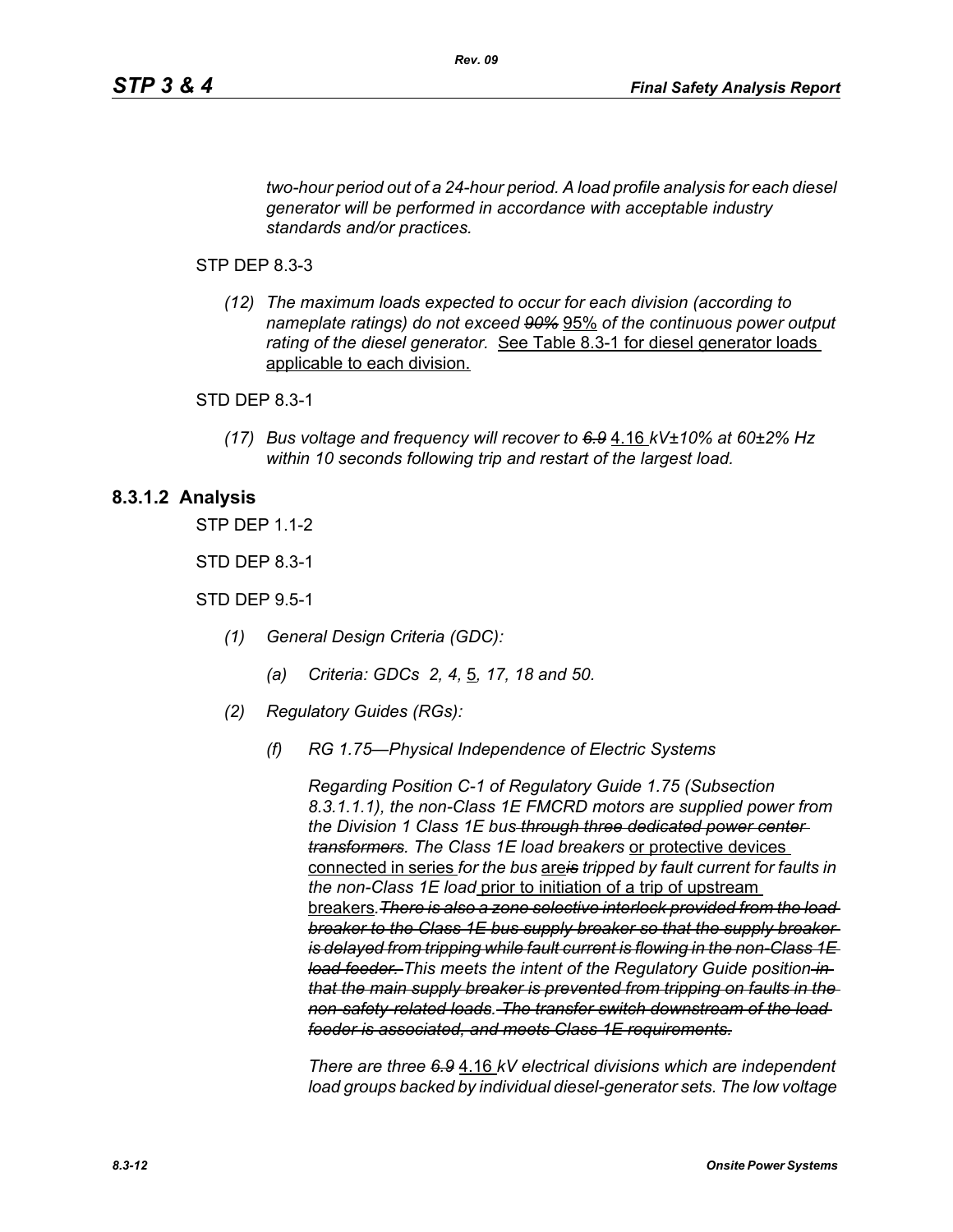*two-hour period out of a 24-hour period. A load profile analysis for each diesel generator will be performed in accordance with acceptable industry standards and/or practices.*

STP DEP 8.3-3

*(12) The maximum loads expected to occur for each division (according to nameplate ratings) do not exceed ~~90%~~* <u>95%</u> *of the continuous power output rating of the diesel generator.* <u>See Table 8.3-1 for diesel generator loads applicable to each division.</u>

STD DEP 8.3-1

*(17) Bus voltage and frequency will recover to ~~6.9~~* <u>4.16</u> *kV±10% at 60±2% Hz within 10 seconds following trip and restart of the largest load.*

## 8.3.1.2 Analysis

STP DEP 1.1-2

STD DEP 8.3-1

STD DEP 9.5-1

*(1) General Design Criteria (GDC):*

*(a) Criteria: GDCs 2, 4,* <u>5,</u> *17, 18 and 50.*

*(2) Regulatory Guides (RGs):*

*(f) RG 1.75—Physical Independence of Electric Systems*

*Regarding Position C-1 of Regulatory Guide 1.75 (Subsection 8.3.1.1.1), the non-Class 1E FMCRD motors are supplied power from the Division 1 Class 1E bus ~~through three dedicated power center transformers~~. The Class 1E load breakers* <u>or protective devices connected in series</u> *for the bus* <u>are</u>*~~is~~ tripped by fault current for faults in the non-Class 1E load* <u>prior to initiation of a trip of upstream breakers</u>*. ~~There is also a zone selective interlock provided from the load breaker to the Class 1E bus supply breaker so that the supply breaker is delayed from tripping while fault current is flowing in the non-Class 1E load feeder.~~ This meets the intent of the Regulatory Guide position ~~in that the main supply breaker is prevented from tripping on faults in the non-safety-related loads. The transfer switch downstream of the load feeder is associated, and meets Class 1E requirements.~~*

*There are three ~~6.9~~* <u>4.16</u> *kV electrical divisions which are independent load groups backed by individual diesel-generator sets. The low voltage*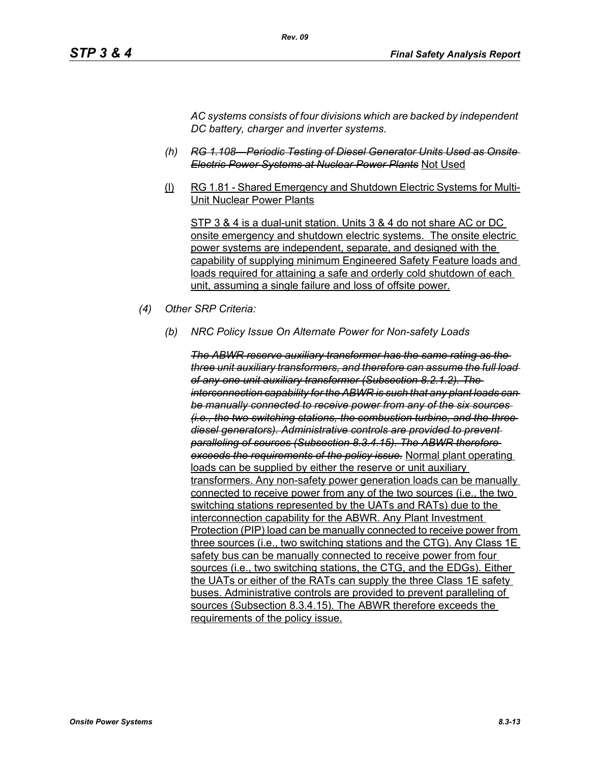*AC systems consists of four divisions which are backed by independent DC battery, charger and inverter systems.*

*(h)* ~~*RG 1.108—Periodic Testing of Diesel Generator Units Used as Onsite Electric Power Systems at Nuclear Power Plants*~~ <u>Not Used</u>

<u>(l)</u> <u>RG 1.81 - Shared Emergency and Shutdown Electric Systems for Multi-Unit Nuclear Power Plants</u>

<u>STP 3 & 4 is a dual-unit station. Units 3 & 4 do not share AC or DC onsite emergency and shutdown electric systems. The onsite electric power systems are independent, separate, and designed with the capability of supplying minimum Engineered Safety Feature loads and loads required for attaining a safe and orderly cold shutdown of each unit, assuming a single failure and loss of offsite power.</u>

*(4) Other SRP Criteria:*

*(b) NRC Policy Issue On Alternate Power for Non-safety Loads*

~~*The ABWR reserve auxiliary transformer has the same rating as the three unit auxiliary transformers, and therefore can assume the full load of any one unit auxiliary transformer (Subsection 8.2.1.2). The interconnection capability for the ABWR is such that any plant loads can be manually connected to receive power from any of the six sources (i.e., the two switching stations, the combustion turbine, and the three diesel generators). Administrative controls are provided to prevent paralleling of sources (Subsection 8.3.4.15). The ABWR therefore exceeds the requirements of the policy issue.*~~ <u>Normal plant operating loads can be supplied by either the reserve or unit auxiliary transformers. Any non-safety power generation loads can be manually connected to receive power from any of the two sources (i.e., the two switching stations represented by the UATs and RATs) due to the interconnection capability for the ABWR. Any Plant Investment Protection (PIP) load can be manually connected to receive power from three sources (i.e., two switching stations and the CTG). Any Class 1E safety bus can be manually connected to receive power from four sources (i.e., two switching stations, the CTG, and the EDGs). Either the UATs or either of the RATs can supply the three Class 1E safety buses. Administrative controls are provided to prevent paralleling of sources (Subsection 8.3.4.15). The ABWR therefore exceeds the requirements of the policy issue.</u>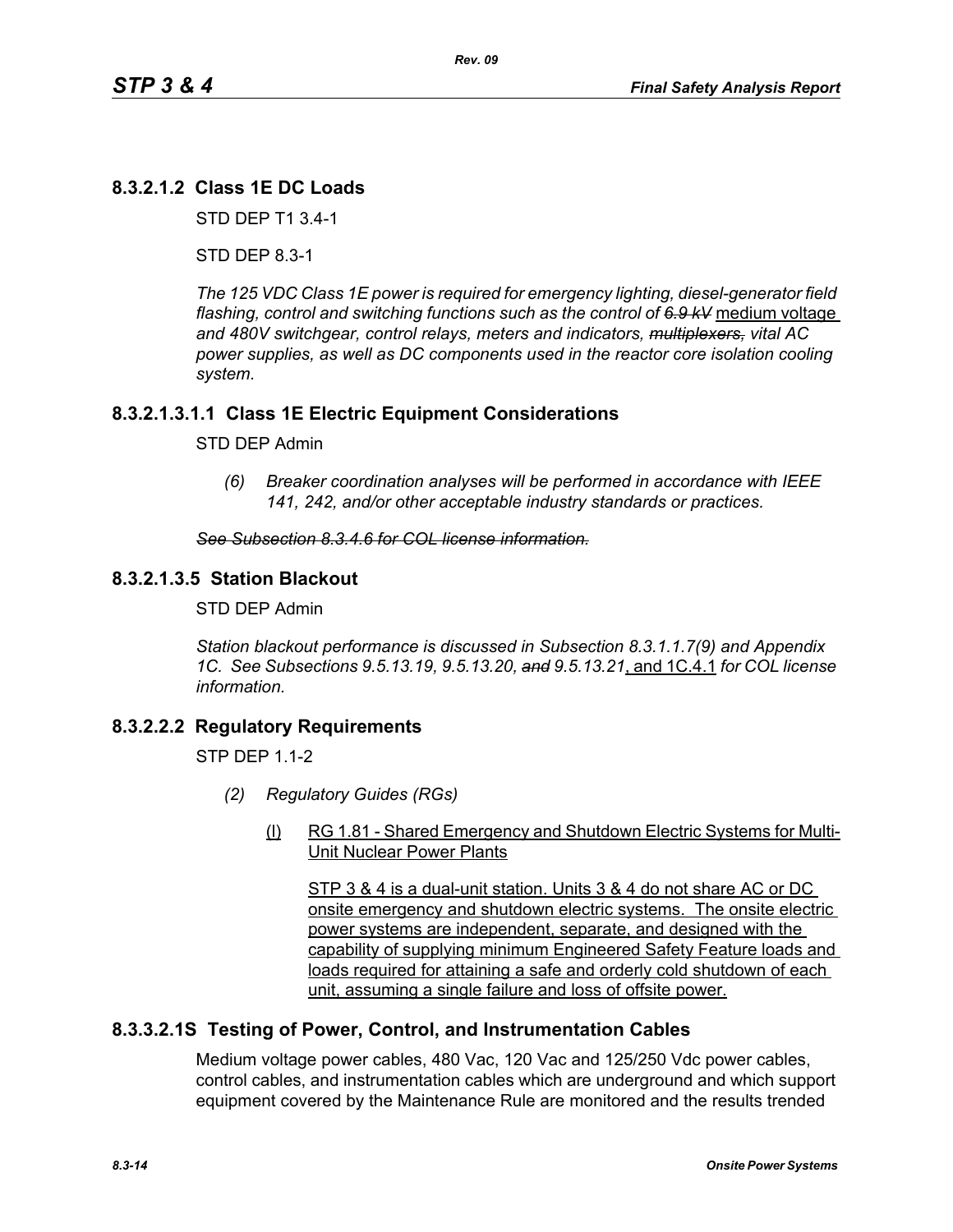## 8.3.2.1.2 Class 1E DC Loads

STD DEP T1 3.4-1

STD DEP 8.3-1

*The 125 VDC Class 1E power is required for emergency lighting, diesel-generator field flashing, control and switching functions such as the control of ~~6.9 kV~~* <u>medium voltage</u> *and 480V switchgear, control relays, meters and indicators, ~~multiplexers,~~ vital AC power supplies, as well as DC components used in the reactor core isolation cooling system.*

## 8.3.2.1.3.1.1 Class 1E Electric Equipment Considerations

STD DEP Admin

> *(6) Breaker coordination analyses will be performed in accordance with IEEE 141, 242, and/or other acceptable industry standards or practices.*

~~*See Subsection 8.3.4.6 for COL license information.*~~

## 8.3.2.1.3.5 Station Blackout

STD DEP Admin

*Station blackout performance is discussed in Subsection 8.3.1.1.7(9) and Appendix 1C. See Subsections 9.5.13.19, 9.5.13.20, ~~and~~ 9.5.13.21*<u>, and 1C.4.1</u> *for COL license information.*

## 8.3.2.2.2 Regulatory Requirements

STP DEP 1.1-2

*(2) Regulatory Guides (RGs)*

<u>(l) RG 1.81 - Shared Emergency and Shutdown Electric Systems for Multi-Unit Nuclear Power Plants</u>

<u>STP 3 & 4 is a dual-unit station. Units 3 & 4 do not share AC or DC onsite emergency and shutdown electric systems. The onsite electric power systems are independent, separate, and designed with the capability of supplying minimum Engineered Safety Feature loads and loads required for attaining a safe and orderly cold shutdown of each unit, assuming a single failure and loss of offsite power.</u>

## 8.3.3.2.1S Testing of Power, Control, and Instrumentation Cables

Medium voltage power cables, 480 Vac, 120 Vac and 125/250 Vdc power cables, control cables, and instrumentation cables which are underground and which support equipment covered by the Maintenance Rule are monitored and the results trended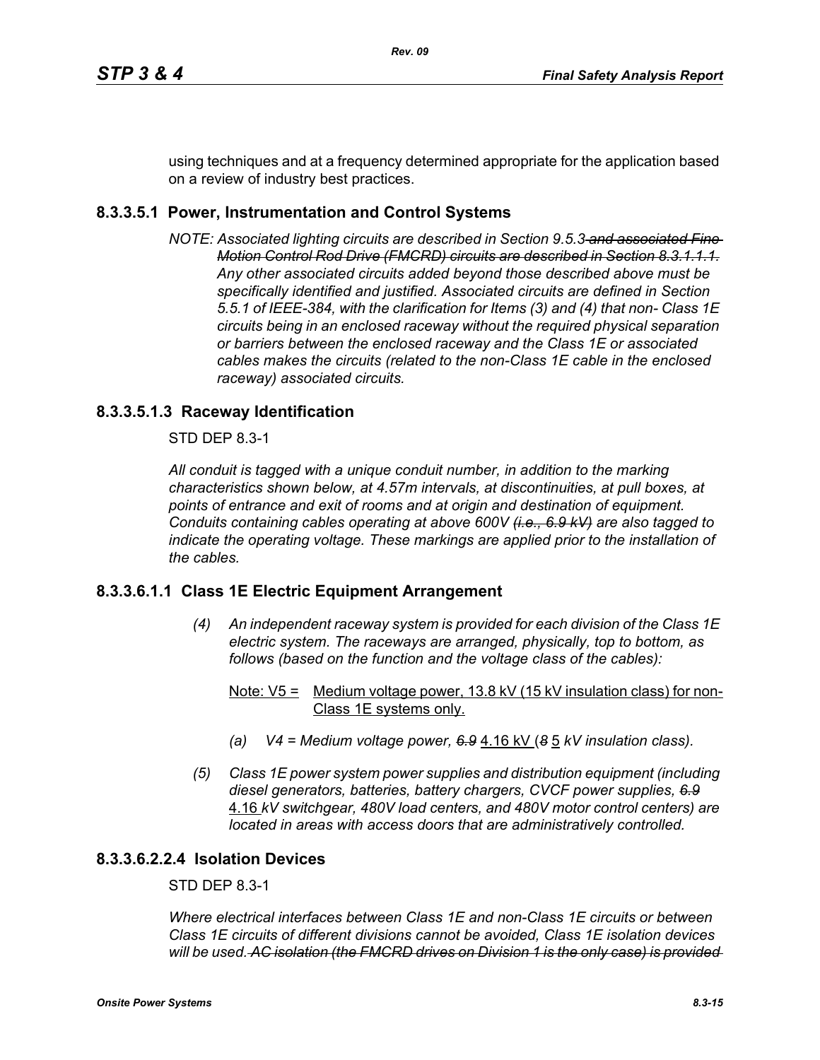using techniques and at a frequency determined appropriate for the application based on a review of industry best practices.

## 8.3.3.5.1 Power, Instrumentation and Control Systems

*NOTE: Associated lighting circuits are described in Section 9.5.3 ~~and associated Fine Motion Control Rod Drive (FMCRD) circuits are described in Section 8.3.1.1.1.~~ Any other associated circuits added beyond those described above must be specifically identified and justified. Associated circuits are defined in Section 5.5.1 of IEEE-384, with the clarification for Items (3) and (4) that non- Class 1E circuits being in an enclosed raceway without the required physical separation or barriers between the enclosed raceway and the Class 1E or associated cables makes the circuits (related to the non-Class 1E cable in the enclosed raceway) associated circuits.*

## 8.3.3.5.1.3 Raceway Identification

STD DEP 8.3-1

*All conduit is tagged with a unique conduit number, in addition to the marking characteristics shown below, at 4.57m intervals, at discontinuities, at pull boxes, at points of entrance and exit of rooms and at origin and destination of equipment. Conduits containing cables operating at above 600V ~~(i.e., 6.9 kV)~~ are also tagged to indicate the operating voltage. These markings are applied prior to the installation of the cables.*

## 8.3.3.6.1.1 Class 1E Electric Equipment Arrangement

*(4) An independent raceway system is provided for each division of the Class 1E electric system. The raceways are arranged, physically, top to bottom, as follows (based on the function and the voltage class of the cables):*

<u>Note: V5 = Medium voltage power, 13.8 kV (15 kV insulation class) for non-Class 1E systems only.</u>

*(a) V4 = Medium voltage power, ~~6.9~~* <u>4.16 kV</u> *(~~8~~* <u>5</u> *kV insulation class).*

*(5) Class 1E power system power supplies and distribution equipment (including diesel generators, batteries, battery chargers, CVCF power supplies, ~~6.9~~* <u>4.16</u> *kV switchgear, 480V load centers, and 480V motor control centers) are located in areas with access doors that are administratively controlled.*

## 8.3.3.6.2.2.4 Isolation Devices

STD DEP 8.3-1

*Where electrical interfaces between Class 1E and non-Class 1E circuits or between Class 1E circuits of different divisions cannot be avoided, Class 1E isolation devices will be used. ~~AC isolation (the FMCRD drives on Division 1 is the only case) is provided~~*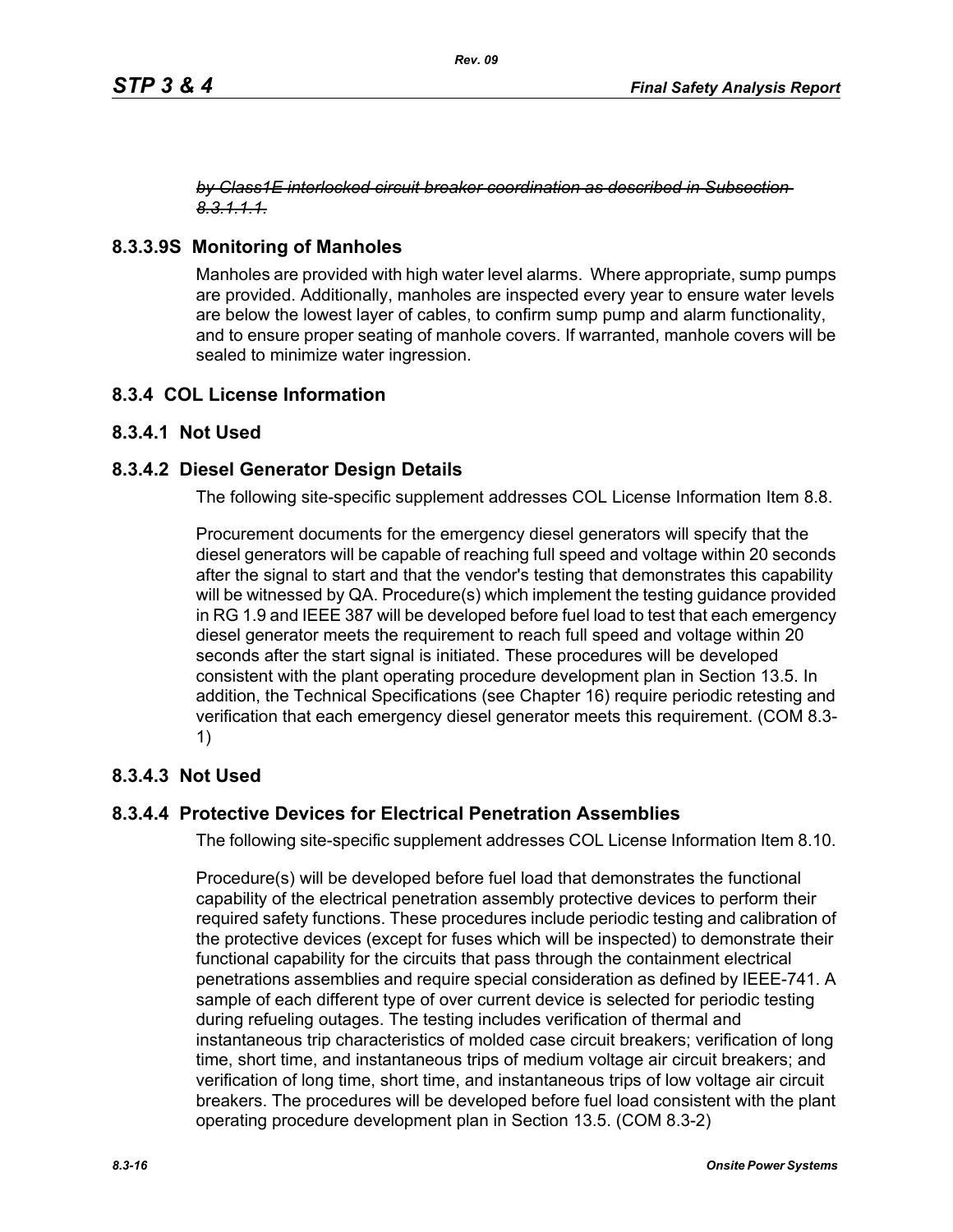~~*by Class1E interlocked circuit breaker coordination as described in Subsection 8.3.1.1.1.*~~

### 8.3.3.9S Monitoring of Manholes

Manholes are provided with high water level alarms. Where appropriate, sump pumps are provided. Additionally, manholes are inspected every year to ensure water levels are below the lowest layer of cables, to confirm sump pump and alarm functionality, and to ensure proper seating of manhole covers. If warranted, manhole covers will be sealed to minimize water ingression.

## 8.3.4 COL License Information

### 8.3.4.1 Not Used

### 8.3.4.2 Diesel Generator Design Details

The following site-specific supplement addresses COL License Information Item 8.8.

Procurement documents for the emergency diesel generators will specify that the diesel generators will be capable of reaching full speed and voltage within 20 seconds after the signal to start and that the vendor's testing that demonstrates this capability will be witnessed by QA. Procedure(s) which implement the testing guidance provided in RG 1.9 and IEEE 387 will be developed before fuel load to test that each emergency diesel generator meets the requirement to reach full speed and voltage within 20 seconds after the start signal is initiated. These procedures will be developed consistent with the plant operating procedure development plan in Section 13.5. In addition, the Technical Specifications (see Chapter 16) require periodic retesting and verification that each emergency diesel generator meets this requirement. (COM 8.3-1)

### 8.3.4.3 Not Used

### 8.3.4.4 Protective Devices for Electrical Penetration Assemblies

The following site-specific supplement addresses COL License Information Item 8.10.

Procedure(s) will be developed before fuel load that demonstrates the functional capability of the electrical penetration assembly protective devices to perform their required safety functions. These procedures include periodic testing and calibration of the protective devices (except for fuses which will be inspected) to demonstrate their functional capability for the circuits that pass through the containment electrical penetrations assemblies and require special consideration as defined by IEEE-741. A sample of each different type of over current device is selected for periodic testing during refueling outages. The testing includes verification of thermal and instantaneous trip characteristics of molded case circuit breakers; verification of long time, short time, and instantaneous trips of medium voltage air circuit breakers; and verification of long time, short time, and instantaneous trips of low voltage air circuit breakers. The procedures will be developed before fuel load consistent with the plant operating procedure development plan in Section 13.5. (COM 8.3-2)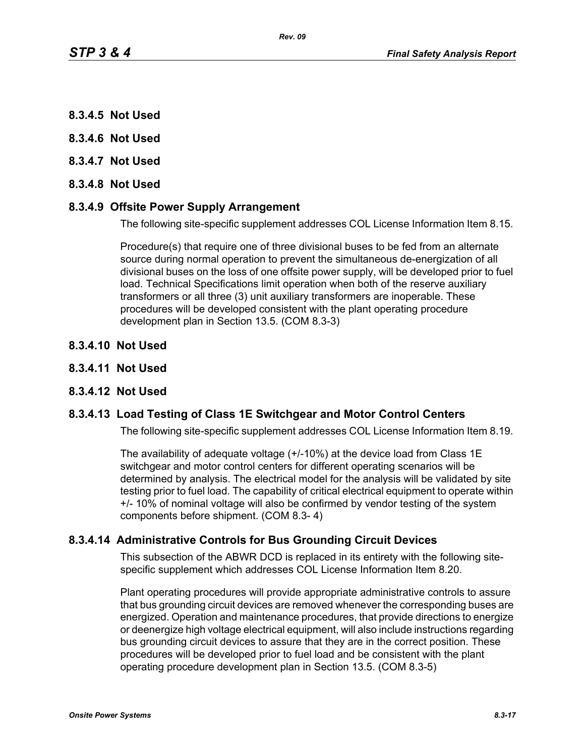### 8.3.4.5 Not Used

### 8.3.4.6 Not Used

### 8.3.4.7 Not Used

### 8.3.4.8 Not Used

### 8.3.4.9 Offsite Power Supply Arrangement

The following site-specific supplement addresses COL License Information Item 8.15.

Procedure(s) that require one of three divisional buses to be fed from an alternate source during normal operation to prevent the simultaneous de-energization of all divisional buses on the loss of one offsite power supply, will be developed prior to fuel load. Technical Specifications limit operation when both of the reserve auxiliary transformers or all three (3) unit auxiliary transformers are inoperable. These procedures will be developed consistent with the plant operating procedure development plan in Section 13.5. (COM 8.3-3)

### 8.3.4.10 Not Used

### 8.3.4.11 Not Used

### 8.3.4.12 Not Used

### 8.3.4.13 Load Testing of Class 1E Switchgear and Motor Control Centers

The following site-specific supplement addresses COL License Information Item 8.19.

The availability of adequate voltage (+/-10%) at the device load from Class 1E switchgear and motor control centers for different operating scenarios will be determined by analysis. The electrical model for the analysis will be validated by site testing prior to fuel load. The capability of critical electrical equipment to operate within +/- 10% of nominal voltage will also be confirmed by vendor testing of the system components before shipment. (COM 8.3- 4)

### 8.3.4.14 Administrative Controls for Bus Grounding Circuit Devices

This subsection of the ABWR DCD is replaced in its entirety with the following site-specific supplement which addresses COL License Information Item 8.20.

Plant operating procedures will provide appropriate administrative controls to assure that bus grounding circuit devices are removed whenever the corresponding buses are energized. Operation and maintenance procedures, that provide directions to energize or deenergize high voltage electrical equipment, will also include instructions regarding bus grounding circuit devices to assure that they are in the correct position. These procedures will be developed prior to fuel load and be consistent with the plant operating procedure development plan in Section 13.5. (COM 8.3-5)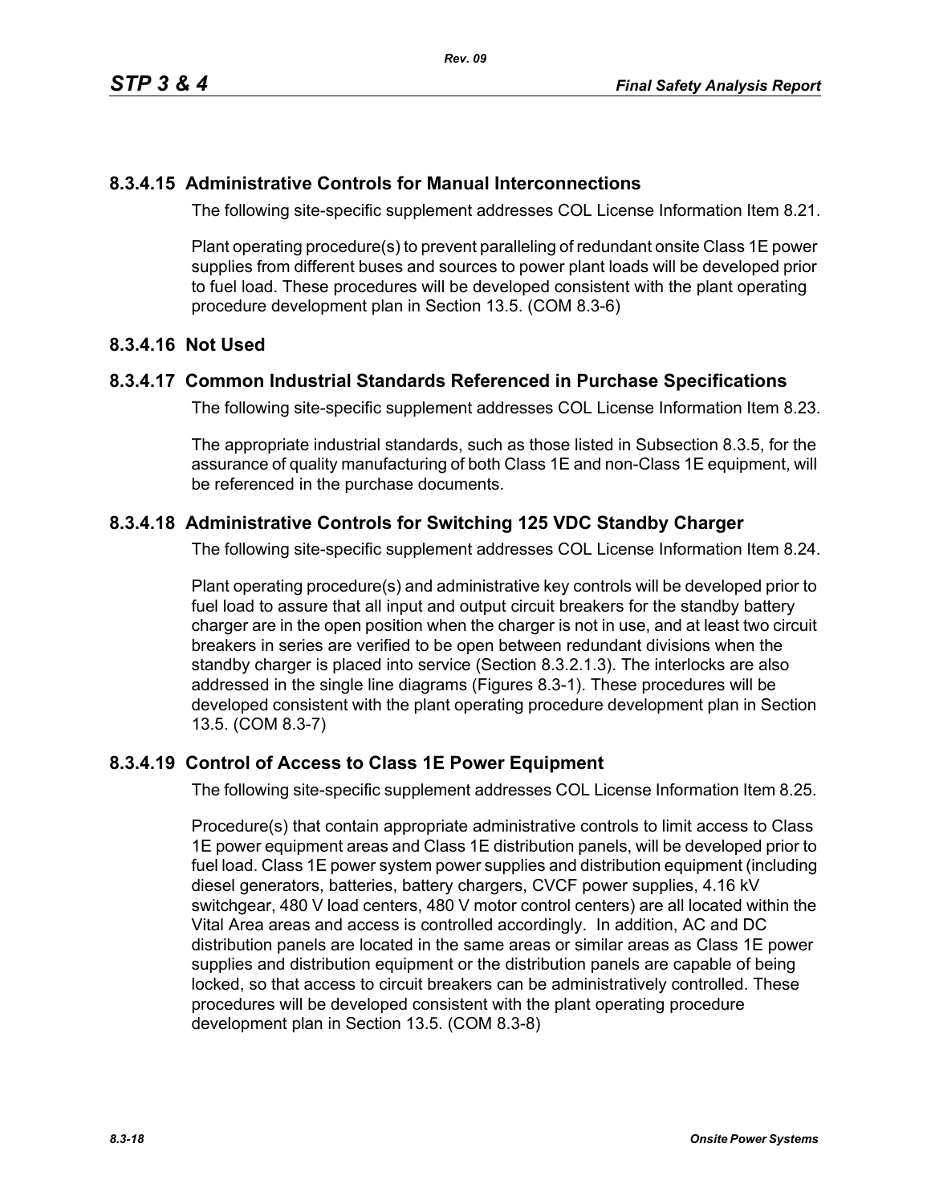### 8.3.4.15 Administrative Controls for Manual Interconnections

The following site-specific supplement addresses COL License Information Item 8.21.

Plant operating procedure(s) to prevent paralleling of redundant onsite Class 1E power supplies from different buses and sources to power plant loads will be developed prior to fuel load. These procedures will be developed consistent with the plant operating procedure development plan in Section 13.5. (COM 8.3-6)

### 8.3.4.16 Not Used

### 8.3.4.17 Common Industrial Standards Referenced in Purchase Specifications

The following site-specific supplement addresses COL License Information Item 8.23.

The appropriate industrial standards, such as those listed in Subsection 8.3.5, for the assurance of quality manufacturing of both Class 1E and non-Class 1E equipment, will be referenced in the purchase documents.

### 8.3.4.18 Administrative Controls for Switching 125 VDC Standby Charger

The following site-specific supplement addresses COL License Information Item 8.24.

Plant operating procedure(s) and administrative key controls will be developed prior to fuel load to assure that all input and output circuit breakers for the standby battery charger are in the open position when the charger is not in use, and at least two circuit breakers in series are verified to be open between redundant divisions when the standby charger is placed into service (Section 8.3.2.1.3). The interlocks are also addressed in the single line diagrams (Figures 8.3-1). These procedures will be developed consistent with the plant operating procedure development plan in Section 13.5. (COM 8.3-7)

### 8.3.4.19 Control of Access to Class 1E Power Equipment

The following site-specific supplement addresses COL License Information Item 8.25.

Procedure(s) that contain appropriate administrative controls to limit access to Class 1E power equipment areas and Class 1E distribution panels, will be developed prior to fuel load. Class 1E power system power supplies and distribution equipment (including diesel generators, batteries, battery chargers, CVCF power supplies, 4.16 kV switchgear, 480 V load centers, 480 V motor control centers) are all located within the Vital Area areas and access is controlled accordingly. In addition, AC and DC distribution panels are located in the same areas or similar areas as Class 1E power supplies and distribution equipment or the distribution panels are capable of being locked, so that access to circuit breakers can be administratively controlled. These procedures will be developed consistent with the plant operating procedure development plan in Section 13.5. (COM 8.3-8)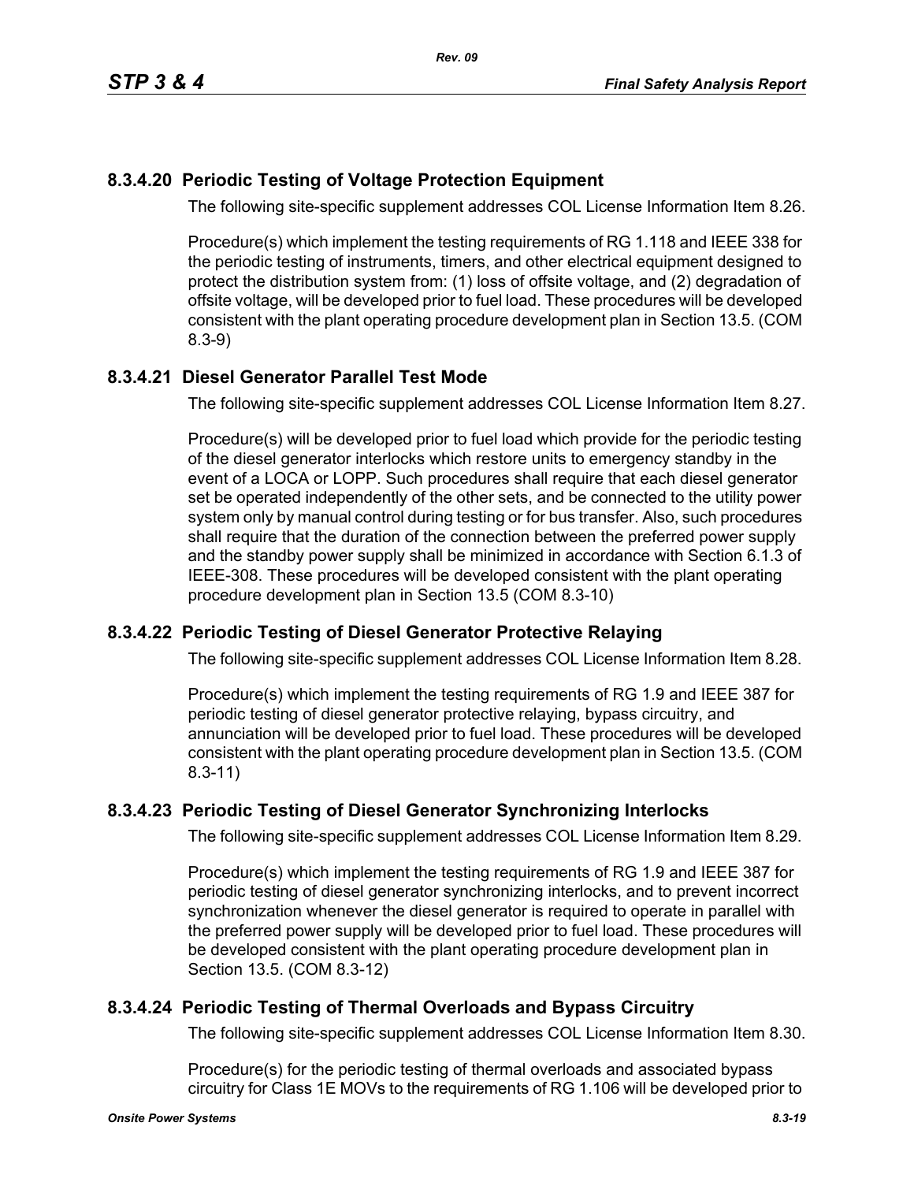## 8.3.4.20 Periodic Testing of Voltage Protection Equipment

The following site-specific supplement addresses COL License Information Item 8.26.

Procedure(s) which implement the testing requirements of RG 1.118 and IEEE 338 for the periodic testing of instruments, timers, and other electrical equipment designed to protect the distribution system from: (1) loss of offsite voltage, and (2) degradation of offsite voltage, will be developed prior to fuel load. These procedures will be developed consistent with the plant operating procedure development plan in Section 13.5. (COM 8.3-9)

## 8.3.4.21 Diesel Generator Parallel Test Mode

The following site-specific supplement addresses COL License Information Item 8.27.

Procedure(s) will be developed prior to fuel load which provide for the periodic testing of the diesel generator interlocks which restore units to emergency standby in the event of a LOCA or LOPP. Such procedures shall require that each diesel generator set be operated independently of the other sets, and be connected to the utility power system only by manual control during testing or for bus transfer. Also, such procedures shall require that the duration of the connection between the preferred power supply and the standby power supply shall be minimized in accordance with Section 6.1.3 of IEEE-308. These procedures will be developed consistent with the plant operating procedure development plan in Section 13.5 (COM 8.3-10)

## 8.3.4.22 Periodic Testing of Diesel Generator Protective Relaying

The following site-specific supplement addresses COL License Information Item 8.28.

Procedure(s) which implement the testing requirements of RG 1.9 and IEEE 387 for periodic testing of diesel generator protective relaying, bypass circuitry, and annunciation will be developed prior to fuel load. These procedures will be developed consistent with the plant operating procedure development plan in Section 13.5. (COM 8.3-11)

## 8.3.4.23 Periodic Testing of Diesel Generator Synchronizing Interlocks

The following site-specific supplement addresses COL License Information Item 8.29.

Procedure(s) which implement the testing requirements of RG 1.9 and IEEE 387 for periodic testing of diesel generator synchronizing interlocks, and to prevent incorrect synchronization whenever the diesel generator is required to operate in parallel with the preferred power supply will be developed prior to fuel load. These procedures will be developed consistent with the plant operating procedure development plan in Section 13.5. (COM 8.3-12)

## 8.3.4.24 Periodic Testing of Thermal Overloads and Bypass Circuitry

The following site-specific supplement addresses COL License Information Item 8.30.

Procedure(s) for the periodic testing of thermal overloads and associated bypass circuitry for Class 1E MOVs to the requirements of RG 1.106 will be developed prior to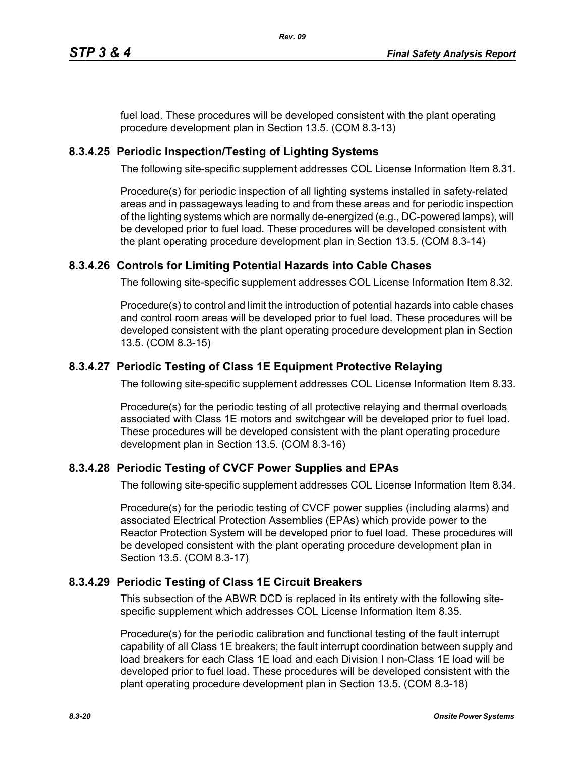fuel load. These procedures will be developed consistent with the plant operating procedure development plan in Section 13.5. (COM 8.3-13)

### 8.3.4.25 Periodic Inspection/Testing of Lighting Systems

The following site-specific supplement addresses COL License Information Item 8.31.

Procedure(s) for periodic inspection of all lighting systems installed in safety-related areas and in passageways leading to and from these areas and for periodic inspection of the lighting systems which are normally de-energized (e.g., DC-powered lamps), will be developed prior to fuel load. These procedures will be developed consistent with the plant operating procedure development plan in Section 13.5. (COM 8.3-14)

### 8.3.4.26 Controls for Limiting Potential Hazards into Cable Chases

The following site-specific supplement addresses COL License Information Item 8.32.

Procedure(s) to control and limit the introduction of potential hazards into cable chases and control room areas will be developed prior to fuel load. These procedures will be developed consistent with the plant operating procedure development plan in Section 13.5. (COM 8.3-15)

### 8.3.4.27 Periodic Testing of Class 1E Equipment Protective Relaying

The following site-specific supplement addresses COL License Information Item 8.33.

Procedure(s) for the periodic testing of all protective relaying and thermal overloads associated with Class 1E motors and switchgear will be developed prior to fuel load. These procedures will be developed consistent with the plant operating procedure development plan in Section 13.5. (COM 8.3-16)

### 8.3.4.28 Periodic Testing of CVCF Power Supplies and EPAs

The following site-specific supplement addresses COL License Information Item 8.34.

Procedure(s) for the periodic testing of CVCF power supplies (including alarms) and associated Electrical Protection Assemblies (EPAs) which provide power to the Reactor Protection System will be developed prior to fuel load. These procedures will be developed consistent with the plant operating procedure development plan in Section 13.5. (COM 8.3-17)

### 8.3.4.29 Periodic Testing of Class 1E Circuit Breakers

This subsection of the ABWR DCD is replaced in its entirety with the following site-specific supplement which addresses COL License Information Item 8.35.

Procedure(s) for the periodic calibration and functional testing of the fault interrupt capability of all Class 1E breakers; the fault interrupt coordination between supply and load breakers for each Class 1E load and each Division I non-Class 1E load will be developed prior to fuel load. These procedures will be developed consistent with the plant operating procedure development plan in Section 13.5. (COM 8.3-18)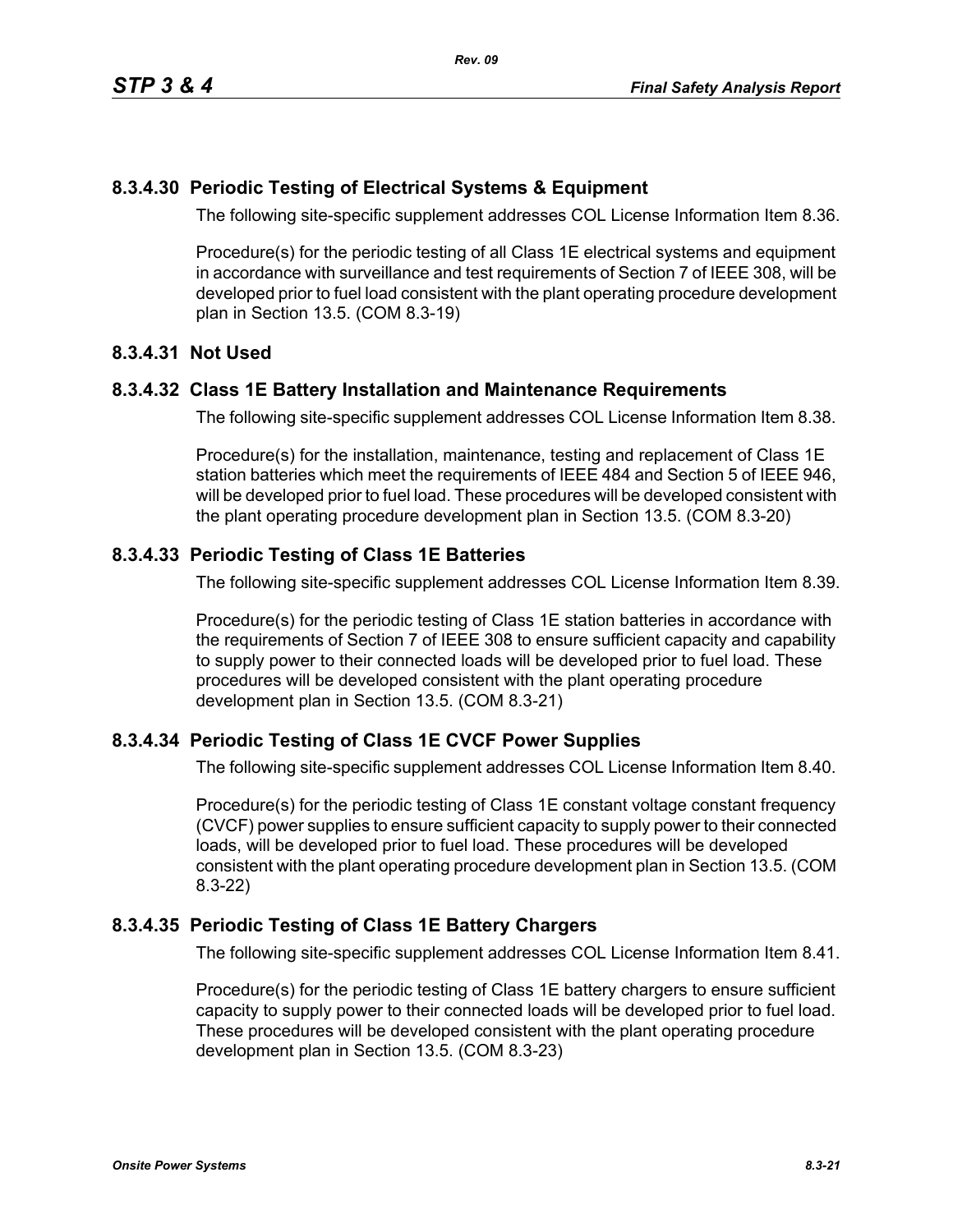### 8.3.4.30 Periodic Testing of Electrical Systems & Equipment

The following site-specific supplement addresses COL License Information Item 8.36.

Procedure(s) for the periodic testing of all Class 1E electrical systems and equipment in accordance with surveillance and test requirements of Section 7 of IEEE 308, will be developed prior to fuel load consistent with the plant operating procedure development plan in Section 13.5. (COM 8.3-19)

### 8.3.4.31 Not Used

### 8.3.4.32 Class 1E Battery Installation and Maintenance Requirements

The following site-specific supplement addresses COL License Information Item 8.38.

Procedure(s) for the installation, maintenance, testing and replacement of Class 1E station batteries which meet the requirements of IEEE 484 and Section 5 of IEEE 946, will be developed prior to fuel load. These procedures will be developed consistent with the plant operating procedure development plan in Section 13.5. (COM 8.3-20)

### 8.3.4.33 Periodic Testing of Class 1E Batteries

The following site-specific supplement addresses COL License Information Item 8.39.

Procedure(s) for the periodic testing of Class 1E station batteries in accordance with the requirements of Section 7 of IEEE 308 to ensure sufficient capacity and capability to supply power to their connected loads will be developed prior to fuel load. These procedures will be developed consistent with the plant operating procedure development plan in Section 13.5. (COM 8.3-21)

### 8.3.4.34 Periodic Testing of Class 1E CVCF Power Supplies

The following site-specific supplement addresses COL License Information Item 8.40.

Procedure(s) for the periodic testing of Class 1E constant voltage constant frequency (CVCF) power supplies to ensure sufficient capacity to supply power to their connected loads, will be developed prior to fuel load. These procedures will be developed consistent with the plant operating procedure development plan in Section 13.5. (COM 8.3-22)

### 8.3.4.35 Periodic Testing of Class 1E Battery Chargers

The following site-specific supplement addresses COL License Information Item 8.41.

Procedure(s) for the periodic testing of Class 1E battery chargers to ensure sufficient capacity to supply power to their connected loads will be developed prior to fuel load. These procedures will be developed consistent with the plant operating procedure development plan in Section 13.5. (COM 8.3-23)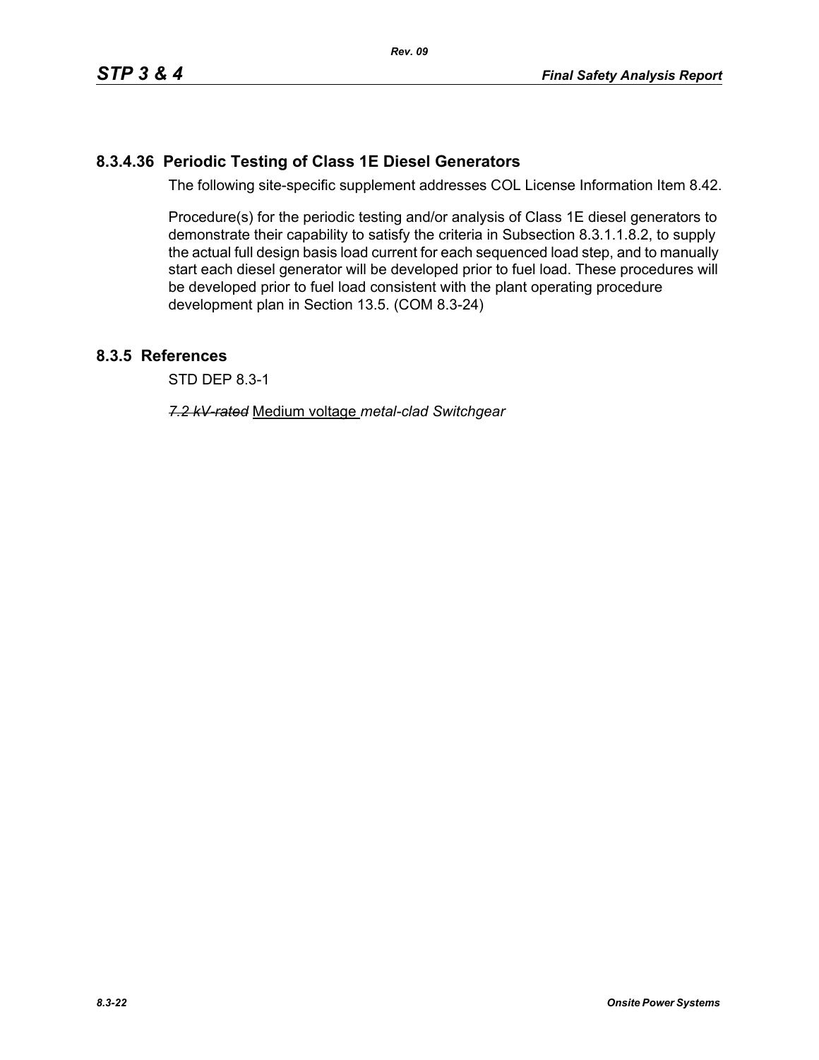## 8.3.4.36 Periodic Testing of Class 1E Diesel Generators

The following site-specific supplement addresses COL License Information Item 8.42.

Procedure(s) for the periodic testing and/or analysis of Class 1E diesel generators to demonstrate their capability to satisfy the criteria in Subsection 8.3.1.1.8.2, to supply the actual full design basis load current for each sequenced load step, and to manually start each diesel generator will be developed prior to fuel load. These procedures will be developed prior to fuel load consistent with the plant operating procedure development plan in Section 13.5. (COM 8.3-24)

## 8.3.5 References

STD DEP 8.3-1

~~*7.2 kV-rated*~~ <u>Medium voltage</u> *metal-clad Switchgear*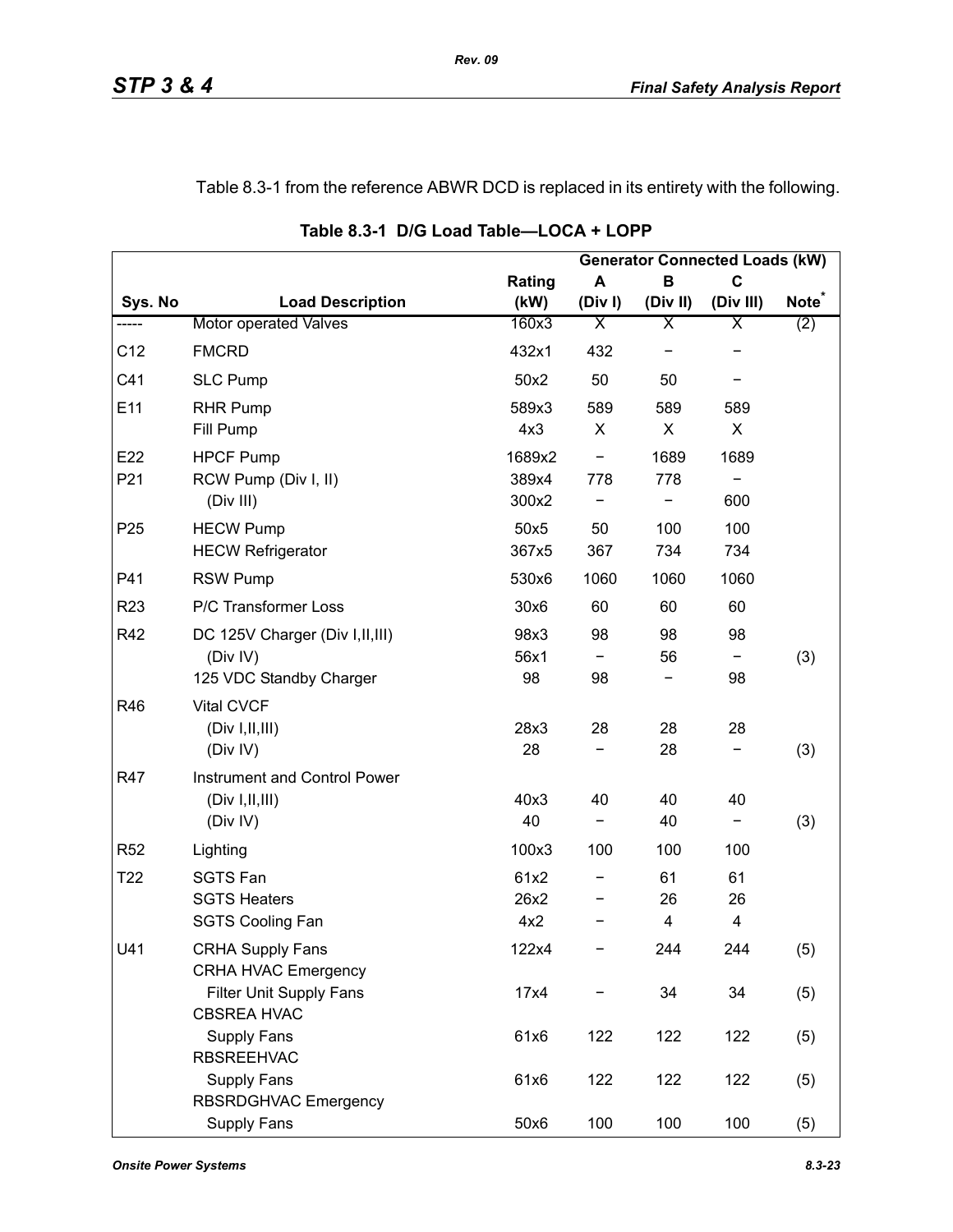Table 8.3-1 from the reference ABWR DCD is replaced in its entirety with the following.

**Table 8.3-1 D/G Load Table—LOCA + LOPP**

| Sys. No | Load Description | Rating (kW) | Generator Connected Loads (kW) A (Div I) | B (Div II) | C (Div III) | Note* |
|---|---|---|---|---|---|---|
| ----- | Motor operated Valves | 160x3 | X | X | X | (2) |
| C12 | FMCRD | 432x1 | 432 | − | − | |
| C41 | SLC Pump | 50x2 | 50 | 50 | − | |
| E11 | RHR Pump | 589x3 | 589 | 589 | 589 | |
| | Fill Pump | 4x3 | X | X | X | |
| E22 | HPCF Pump | 1689x2 | − | 1689 | 1689 | |
| P21 | RCW Pump (Div I, II) | 389x4 | 778 | 778 | − | |
| | (Div III) | 300x2 | − | − | 600 | |
| P25 | HECW Pump | 50x5 | 50 | 100 | 100 | |
| | HECW Refrigerator | 367x5 | 367 | 734 | 734 | |
| P41 | RSW Pump | 530x6 | 1060 | 1060 | 1060 | |
| R23 | P/C Transformer Loss | 30x6 | 60 | 60 | 60 | |
| R42 | DC 125V Charger (Div I,II,III) | 98x3 | 98 | 98 | 98 | |
| | (Div IV) | 56x1 | − | 56 | − | (3) |
| | 125 VDC Standby Charger | 98 | 98 | − | 98 | |
| R46 | Vital CVCF | | | | | |
| | (Div I,II,III) | 28x3 | 28 | 28 | 28 | |
| | (Div IV) | 28 | − | 28 | − | (3) |
| R47 | Instrument and Control Power | | | | | |
| | (Div I,II,III) | 40x3 | 40 | 40 | 40 | |
| | (Div IV) | 40 | − | 40 | − | (3) |
| R52 | Lighting | 100x3 | 100 | 100 | 100 | |
| T22 | SGTS Fan | 61x2 | − | 61 | 61 | |
| | SGTS Heaters | 26x2 | − | 26 | 26 | |
| | SGTS Cooling Fan | 4x2 | − | 4 | 4 | |
| U41 | CRHA Supply Fans | 122x4 | − | 244 | 244 | (5) |
| | CRHA HVAC Emergency Filter Unit Supply Fans | 17x4 | − | 34 | 34 | (5) |
| | CBSREA HVAC Supply Fans | 61x6 | 122 | 122 | 122 | (5) |
| | RBSREEHVAC Supply Fans | 61x6 | 122 | 122 | 122 | (5) |
| | RBSRDGHVAC Emergency Supply Fans | 50x6 | 100 | 100 | 100 | (5) |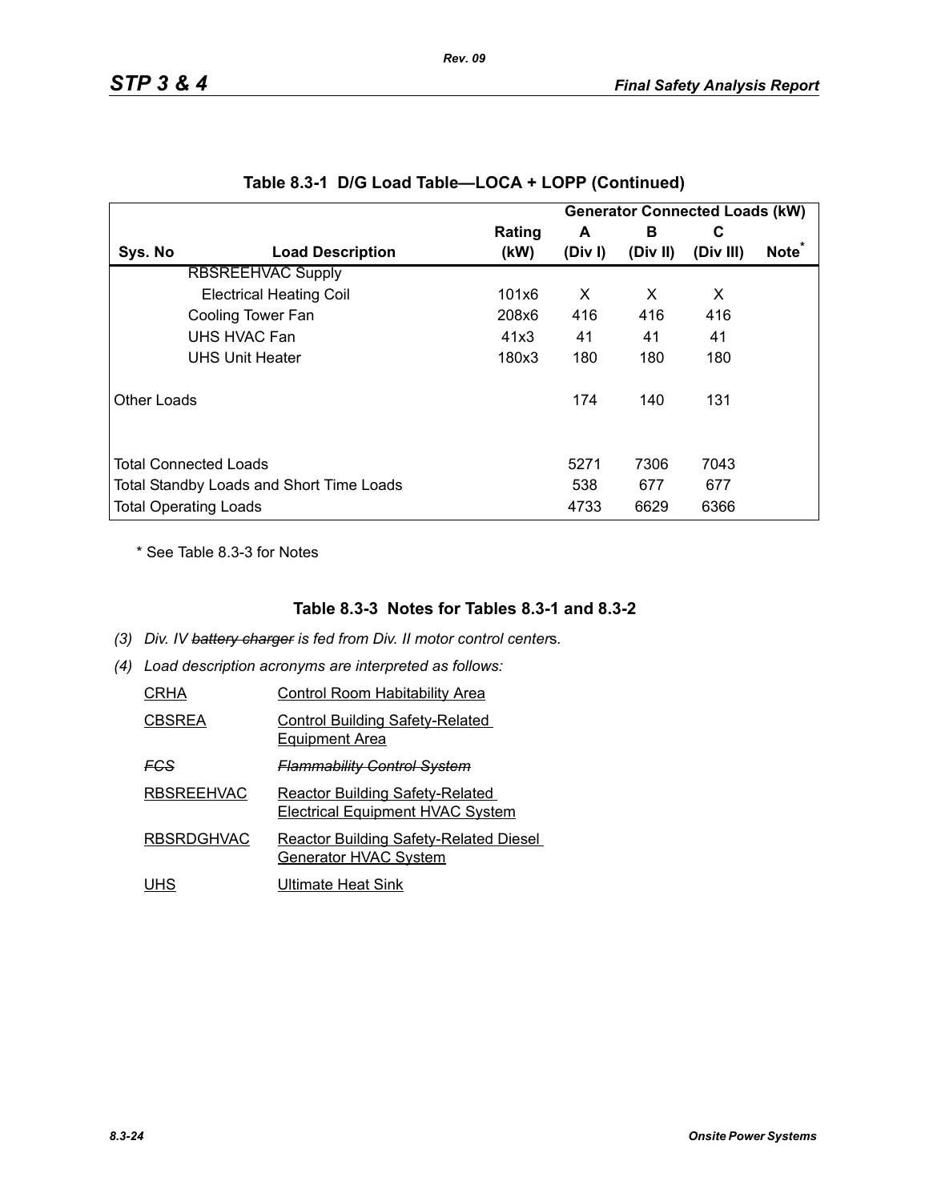## Table 8.3-1 D/G Load Table—LOCA + LOPP (Continued)

| | | | Generator Connected Loads (kW) | | | |
|---|---|---|---|---|---|---|
| | | Rating | A | B | C | |
| Sys. No | Load Description | (kW) | (Div I) | (Div II) | (Div III) | Note* |
| | RBSREEHVAC Supply | | | | | |
| | Electrical Heating Coil | 101x6 | X | X | X | |
| | Cooling Tower Fan | 208x6 | 416 | 416 | 416 | |
| | UHS HVAC Fan | 41x3 | 41 | 41 | 41 | |
| | UHS Unit Heater | 180x3 | 180 | 180 | 180 | |
| Other Loads | | | 174 | 140 | 131 | |
| Total Connected Loads | | | 5271 | 7306 | 7043 | |
| Total Standby Loads and Short Time Loads | | | 538 | 677 | 677 | |
| Total Operating Loads | | | 4733 | 6629 | 6366 | |

\* See Table 8.3-3 for Notes

### Table 8.3-3 Notes for Tables 8.3-1 and 8.3-2

*(3) Div. IV ~~battery charger~~ is fed from Div. II motor control centers.*

*(4) Load description acronyms are interpreted as follows:*

| | |
|---|---|
| CRHA | Control Room Habitability Area |
| CBSREA | Control Building Safety-Related Equipment Area |
| ~~*FCS*~~ | ~~*Flammability Control System*~~ |
| RBSREEHVAC | Reactor Building Safety-Related Electrical Equipment HVAC System |
| RBSRDGHVAC | Reactor Building Safety-Related Diesel Generator HVAC System |
| UHS | Ultimate Heat Sink |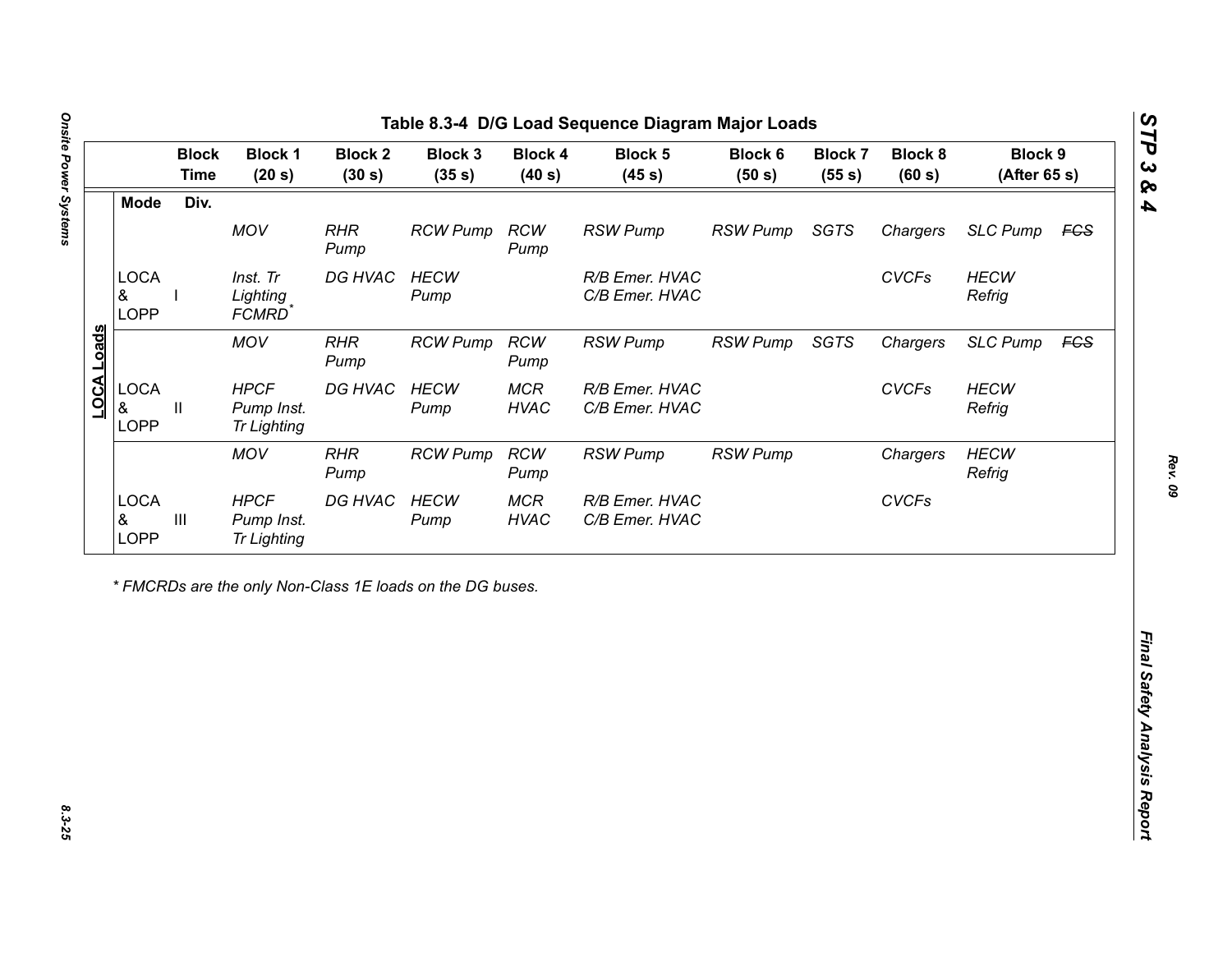## Table 8.3-4 D/G Load Sequence Diagram Major Loads

| | Mode | Div. | Block 1 (20 s) | Block 2 (30 s) | Block 3 (35 s) | Block 4 (40 s) | Block 5 (45 s) | Block 6 (50 s) | Block 7 (55 s) | Block 8 (60 s) | Block 9 (After 65 s) | |
|---|---|---|---|---|---|---|---|---|---|---|---|---|
| **LOCA Loads** | | | *MOV* | *RHR Pump* | *RCW Pump* | *RCW Pump* | *RSW Pump* | *RSW Pump* | *SGTS* | *Chargers* | *SLC Pump* | ~~*FCS*~~ |
| | LOCA & LOPP | I | *Inst. Tr Lighting FCMRD** | *DG HVAC* | *HECW Pump* | | *R/B Emer. HVAC C/B Emer. HVAC* | | | *CVCFs* | *HECW Refrig* | |
| | | | *MOV* | *RHR Pump* | *RCW Pump* | *RCW Pump* | *RSW Pump* | *RSW Pump* | *SGTS* | *Chargers* | *SLC Pump* | ~~*FCS*~~ |
| | LOCA & LOPP | II | *HPCF Pump Inst. Tr Lighting* | *DG HVAC* | *HECW Pump* | *MCR HVAC* | *R/B Emer. HVAC C/B Emer. HVAC* | | | *CVCFs* | *HECW Refrig* | |
| | | | *MOV* | *RHR Pump* | *RCW Pump* | *RCW Pump* | *RSW Pump* | *RSW Pump* | | *Chargers* | *HECW Refrig* | |
| | LOCA & LOPP | III | *HPCF Pump Inst. Tr Lighting* | *DG HVAC* | *HECW Pump* | *MCR HVAC* | *R/B Emer. HVAC C/B Emer. HVAC* | | | *CVCFs* | | |

*\* FMCRDs are the only Non-Class 1E loads on the DG buses.*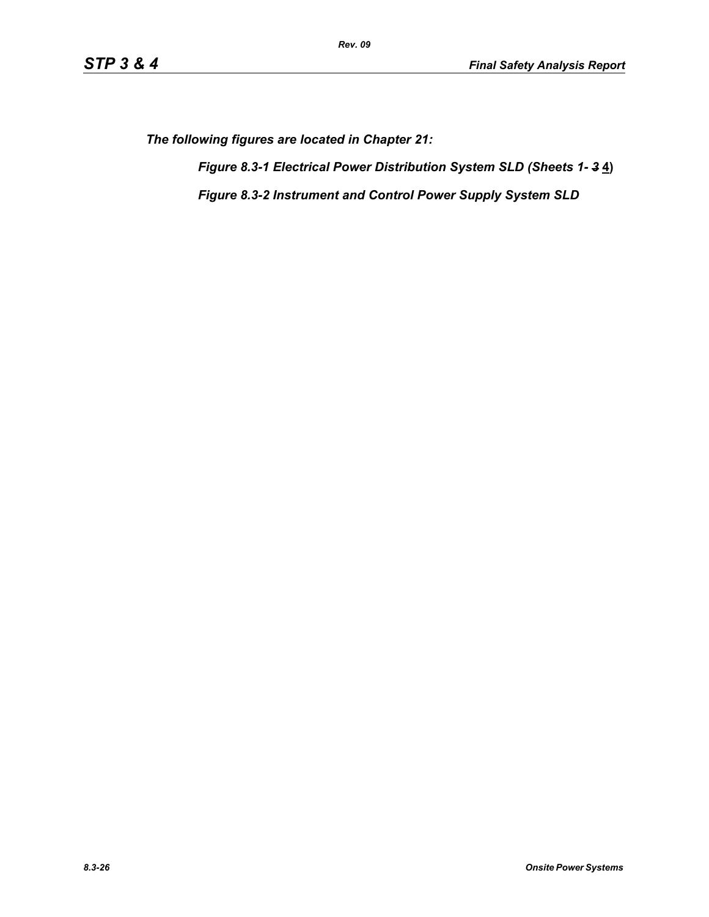*The following figures are located in Chapter 21:*

*Figure 8.3-1 Electrical Power Distribution System SLD (Sheets 1- ~~3~~ 4)*

*Figure 8.3-2 Instrument and Control Power Supply System SLD*